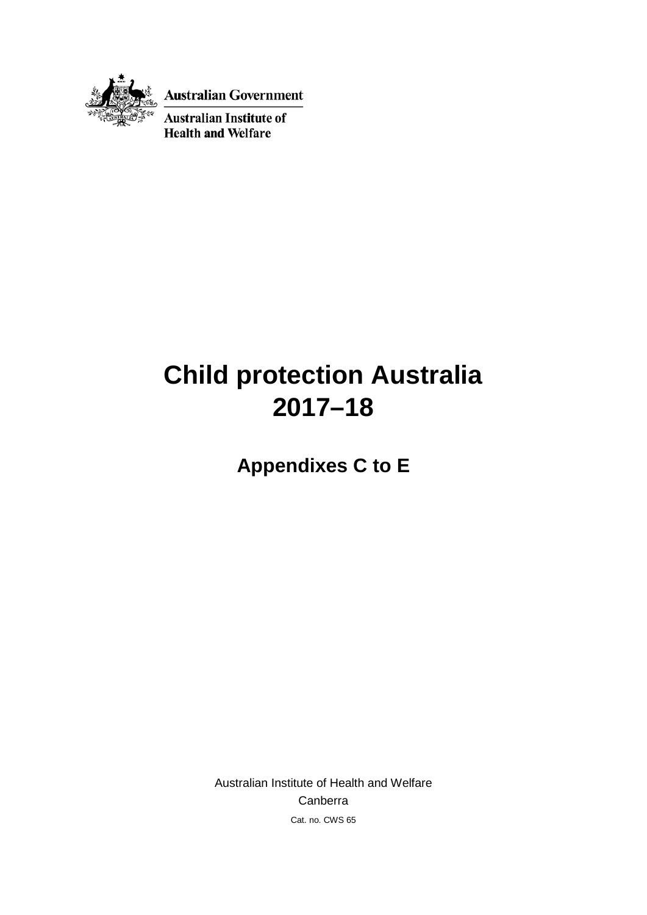Australian Government

Australian Institute of Health and Welfare

# Child protection Australia 2017–18

## Appendixes C to E

Australian Institute of Health and Welfare

Canberra

Cat. no. CWS 65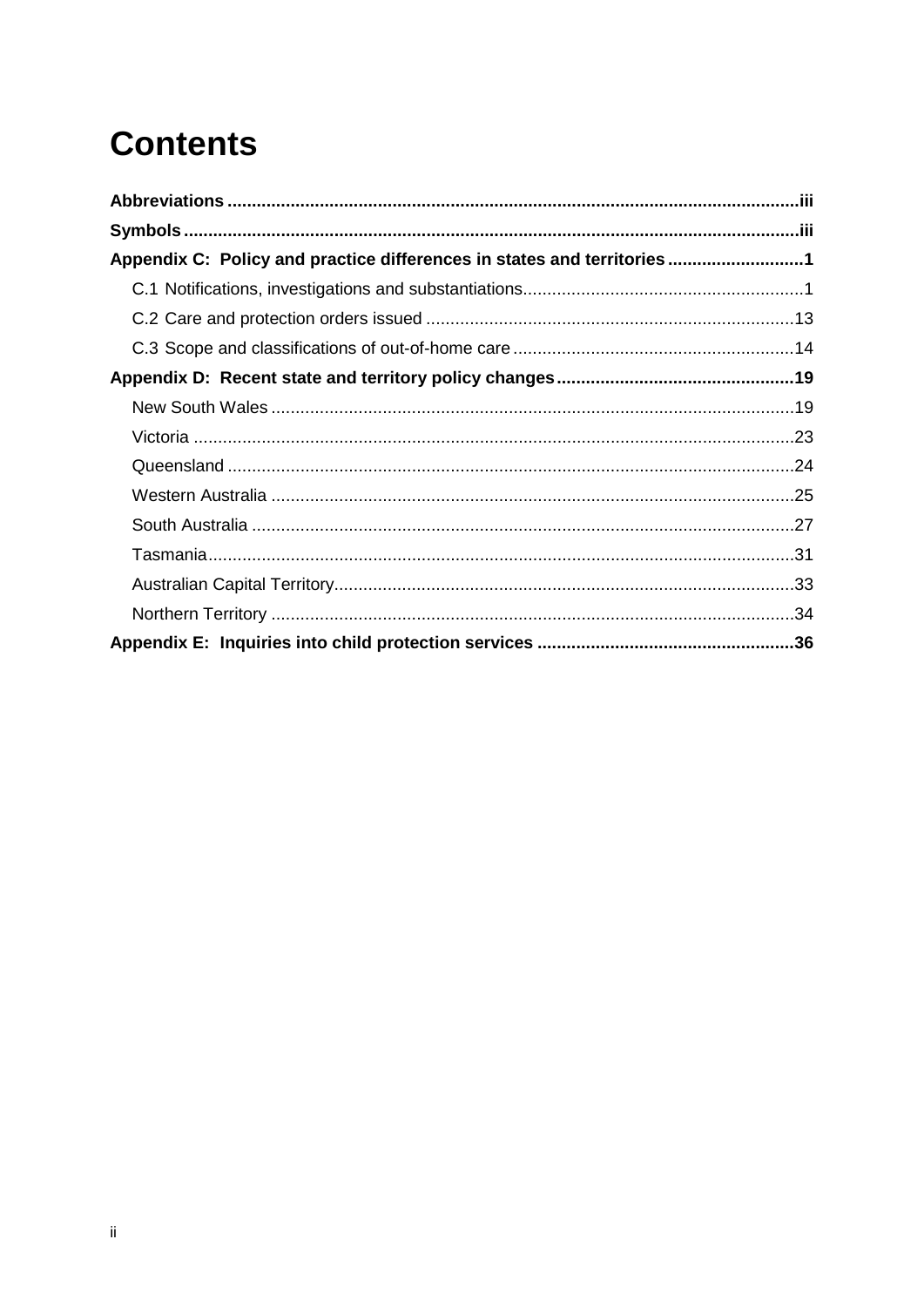# Contents

**Abbreviations** ..... iii

**Symbols** ..... iii

**Appendix C: Policy and practice differences in states and territories** ..... 1

- C.1 Notifications, investigations and substantiations ..... 1
- C.2 Care and protection orders issued ..... 13
- C.3 Scope and classifications of out-of-home care ..... 14

**Appendix D: Recent state and territory policy changes** ..... 19

- New South Wales ..... 19
- Victoria ..... 23
- Queensland ..... 24
- Western Australia ..... 25
- South Australia ..... 27
- Tasmania ..... 31
- Australian Capital Territory ..... 33
- Northern Territory ..... 34

**Appendix E: Inquiries into child protection services** ..... 36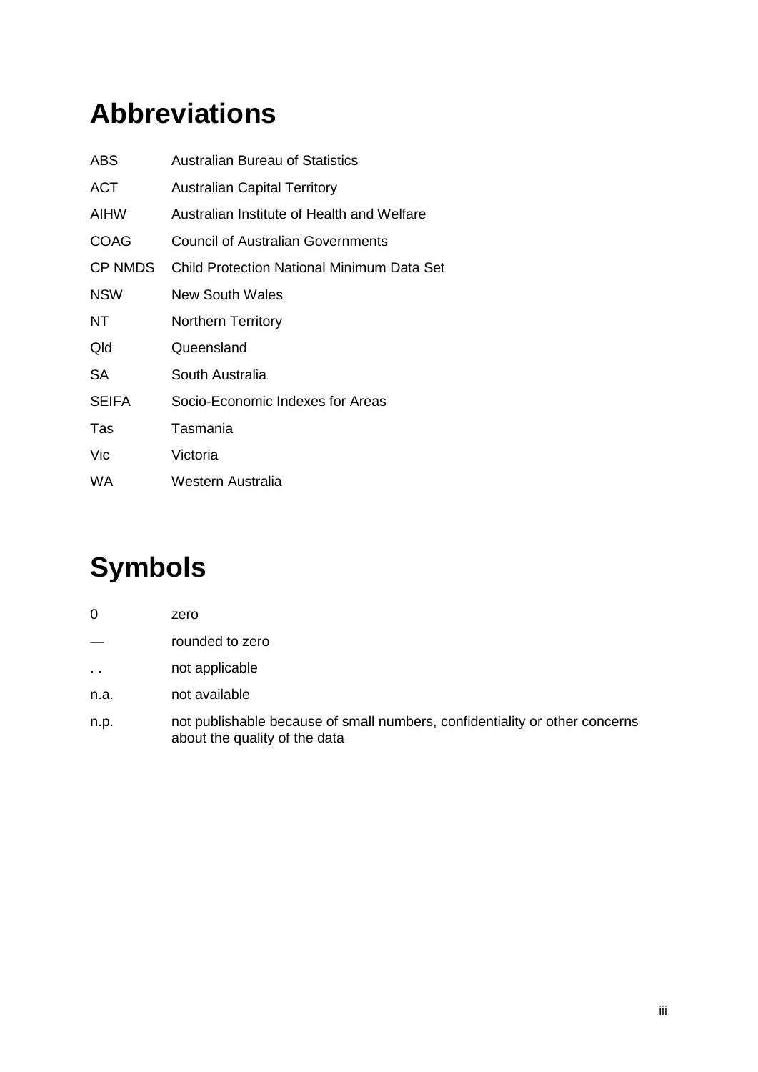# Abbreviations

| | |
|---|---|
| ABS | Australian Bureau of Statistics |
| ACT | Australian Capital Territory |
| AIHW | Australian Institute of Health and Welfare |
| COAG | Council of Australian Governments |
| CP NMDS | Child Protection National Minimum Data Set |
| NSW | New South Wales |
| NT | Northern Territory |
| Qld | Queensland |
| SA | South Australia |
| SEIFA | Socio-Economic Indexes for Areas |
| Tas | Tasmania |
| Vic | Victoria |
| WA | Western Australia |

# Symbols

| | |
|---|---|
| 0 | zero |
| — | rounded to zero |
| . . | not applicable |
| n.a. | not available |
| n.p. | not publishable because of small numbers, confidentiality or other concerns about the quality of the data |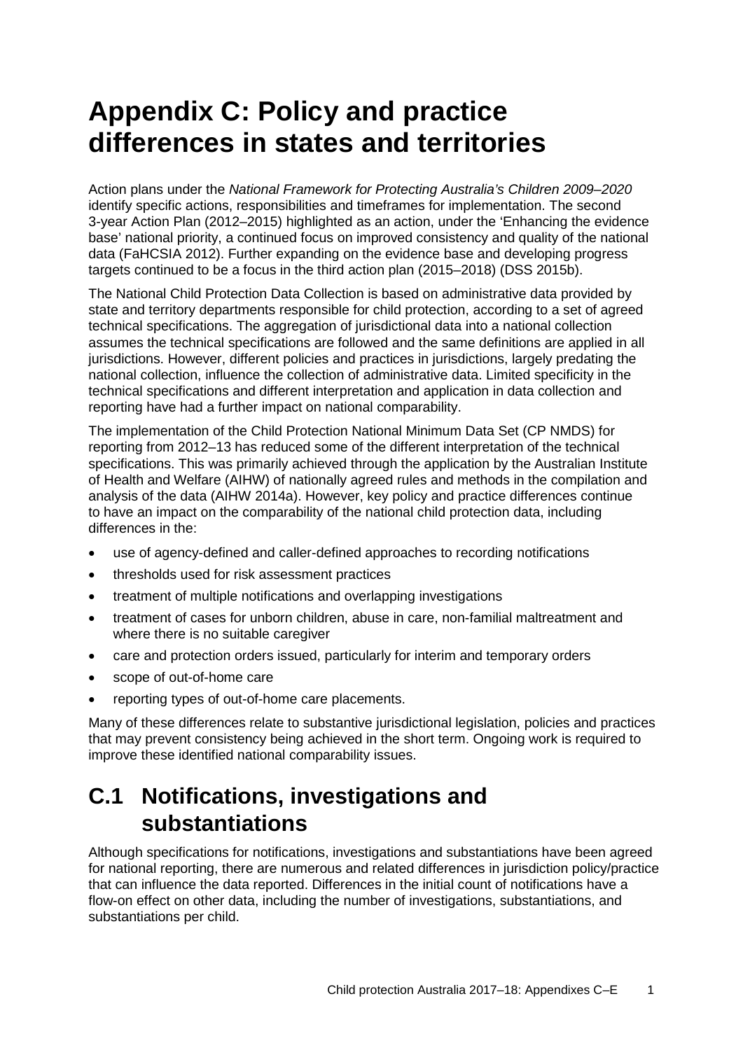# Appendix C: Policy and practice differences in states and territories

Action plans under the *National Framework for Protecting Australia's Children 2009–2020* identify specific actions, responsibilities and timeframes for implementation. The second 3-year Action Plan (2012–2015) highlighted as an action, under the 'Enhancing the evidence base' national priority, a continued focus on improved consistency and quality of the national data (FaHCSIA 2012). Further expanding on the evidence base and developing progress targets continued to be a focus in the third action plan (2015–2018) (DSS 2015b).

The National Child Protection Data Collection is based on administrative data provided by state and territory departments responsible for child protection, according to a set of agreed technical specifications. The aggregation of jurisdictional data into a national collection assumes the technical specifications are followed and the same definitions are applied in all jurisdictions. However, different policies and practices in jurisdictions, largely predating the national collection, influence the collection of administrative data. Limited specificity in the technical specifications and different interpretation and application in data collection and reporting have had a further impact on national comparability.

The implementation of the Child Protection National Minimum Data Set (CP NMDS) for reporting from 2012–13 has reduced some of the different interpretation of the technical specifications. This was primarily achieved through the application by the Australian Institute of Health and Welfare (AIHW) of nationally agreed rules and methods in the compilation and analysis of the data (AIHW 2014a). However, key policy and practice differences continue to have an impact on the comparability of the national child protection data, including differences in the:

- use of agency-defined and caller-defined approaches to recording notifications
- thresholds used for risk assessment practices
- treatment of multiple notifications and overlapping investigations
- treatment of cases for unborn children, abuse in care, non-familial maltreatment and where there is no suitable caregiver
- care and protection orders issued, particularly for interim and temporary orders
- scope of out-of-home care
- reporting types of out-of-home care placements.

Many of these differences relate to substantive jurisdictional legislation, policies and practices that may prevent consistency being achieved in the short term. Ongoing work is required to improve these identified national comparability issues.

## C.1 Notifications, investigations and substantiations

Although specifications for notifications, investigations and substantiations have been agreed for national reporting, there are numerous and related differences in jurisdiction policy/practice that can influence the data reported. Differences in the initial count of notifications have a flow-on effect on other data, including the number of investigations, substantiations, and substantiations per child.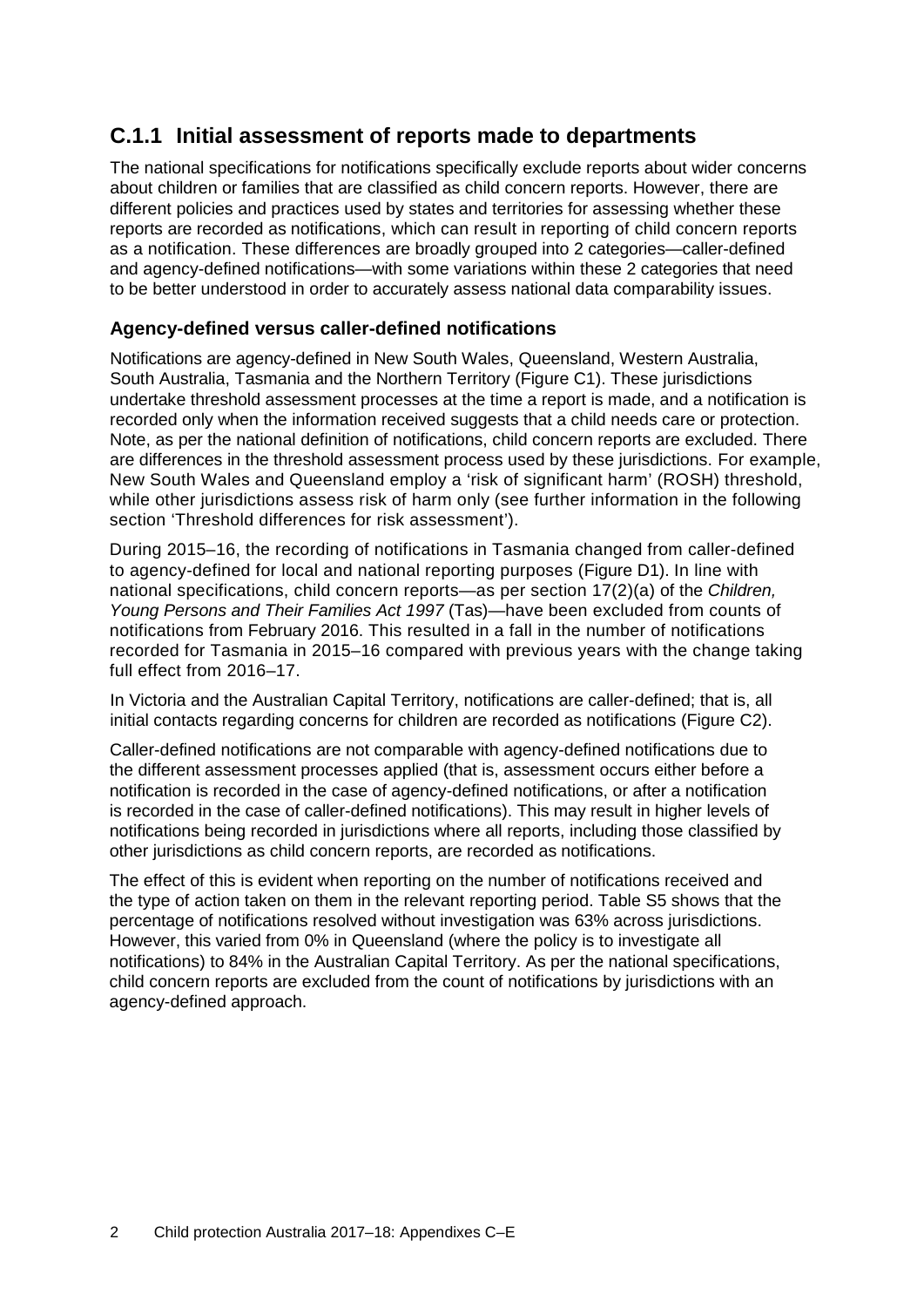## C.1.1 Initial assessment of reports made to departments

The national specifications for notifications specifically exclude reports about wider concerns about children or families that are classified as child concern reports. However, there are different policies and practices used by states and territories for assessing whether these reports are recorded as notifications, which can result in reporting of child concern reports as a notification. These differences are broadly grouped into 2 categories—caller-defined and agency-defined notifications—with some variations within these 2 categories that need to be better understood in order to accurately assess national data comparability issues.

### Agency-defined versus caller-defined notifications

Notifications are agency-defined in New South Wales, Queensland, Western Australia, South Australia, Tasmania and the Northern Territory (Figure C1). These jurisdictions undertake threshold assessment processes at the time a report is made, and a notification is recorded only when the information received suggests that a child needs care or protection. Note, as per the national definition of notifications, child concern reports are excluded. There are differences in the threshold assessment process used by these jurisdictions. For example, New South Wales and Queensland employ a 'risk of significant harm' (ROSH) threshold, while other jurisdictions assess risk of harm only (see further information in the following section 'Threshold differences for risk assessment').

During 2015–16, the recording of notifications in Tasmania changed from caller-defined to agency-defined for local and national reporting purposes (Figure D1). In line with national specifications, child concern reports—as per section 17(2)(a) of the *Children, Young Persons and Their Families Act 1997* (Tas)—have been excluded from counts of notifications from February 2016. This resulted in a fall in the number of notifications recorded for Tasmania in 2015–16 compared with previous years with the change taking full effect from 2016–17.

In Victoria and the Australian Capital Territory, notifications are caller-defined; that is, all initial contacts regarding concerns for children are recorded as notifications (Figure C2).

Caller-defined notifications are not comparable with agency-defined notifications due to the different assessment processes applied (that is, assessment occurs either before a notification is recorded in the case of agency-defined notifications, or after a notification is recorded in the case of caller-defined notifications). This may result in higher levels of notifications being recorded in jurisdictions where all reports, including those classified by other jurisdictions as child concern reports, are recorded as notifications.

The effect of this is evident when reporting on the number of notifications received and the type of action taken on them in the relevant reporting period. Table S5 shows that the percentage of notifications resolved without investigation was 63% across jurisdictions. However, this varied from 0% in Queensland (where the policy is to investigate all notifications) to 84% in the Australian Capital Territory. As per the national specifications, child concern reports are excluded from the count of notifications by jurisdictions with an agency-defined approach.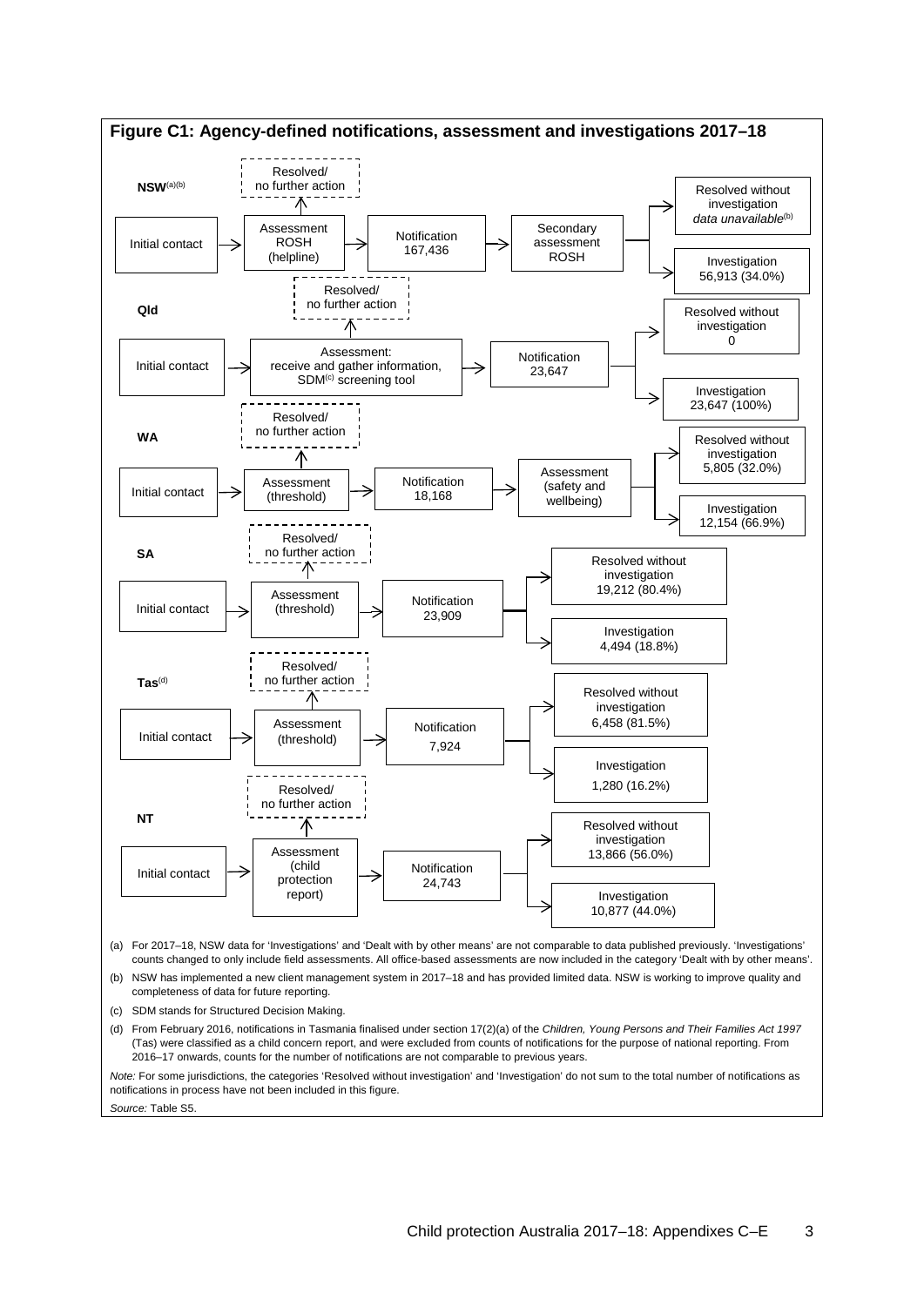**Figure C1: Agency-defined notifications, assessment and investigations 2017–18**

**NSW**[(a)(b)]

Initial contact → Assessment ROSH (helpline) → Notification 167,436 → Secondary assessment ROSH → Resolved without investigation *data unavailable*[(b)] / Investigation 56,913 (34.0%)

Assessment ROSH (helpline) → Resolved/ no further action

**Qld**

Initial contact → Assessment: receive and gather information, SDM[(c)] screening tool → Notification 23,647 → Resolved without investigation 0 / Investigation 23,647 (100%)

Assessment → Resolved/ no further action

**WA**

Initial contact → Assessment (threshold) → Notification 18,168 → Assessment (safety and wellbeing) → Resolved without investigation 5,805 (32.0%) / Investigation 12,154 (66.9%)

Assessment (threshold) → Resolved/ no further action

**SA**

Initial contact → Assessment (threshold) → Notification 23,909 → Resolved without investigation 19,212 (80.4%) / Investigation 4,494 (18.8%)

Assessment (threshold) → Resolved/ no further action

**Tas**[(d)]

Initial contact → Assessment (threshold) → Notification 7,924 → Resolved without investigation 6,458 (81.5%) / Investigation 1,280 (16.2%)

Assessment (threshold) → Resolved/ no further action

**NT**

Initial contact → Assessment (child protection report) → Notification 24,743 → Resolved without investigation 13,866 (56.0%) / Investigation 10,877 (44.0%)

Assessment (child protection report) → Resolved/ no further action

(a) For 2017–18, NSW data for 'Investigations' and 'Dealt with by other means' are not comparable to data published previously. 'Investigations' counts changed to only include field assessments. All office-based assessments are now included in the category 'Dealt with by other means'.

(b) NSW has implemented a new client management system in 2017–18 and has provided limited data. NSW is working to improve quality and completeness of data for future reporting.

(c) SDM stands for Structured Decision Making.

(d) From February 2016, notifications in Tasmania finalised under section 17(2)(a) of the *Children, Young Persons and Their Families Act 1997* (Tas) were classified as a child concern report, and were excluded from counts of notifications for the purpose of national reporting. From 2016–17 onwards, counts for the number of notifications are not comparable to previous years.

*Note:* For some jurisdictions, the categories 'Resolved without investigation' and 'Investigation' do not sum to the total number of notifications as notifications in process have not been included in this figure.

*Source:* Table S5.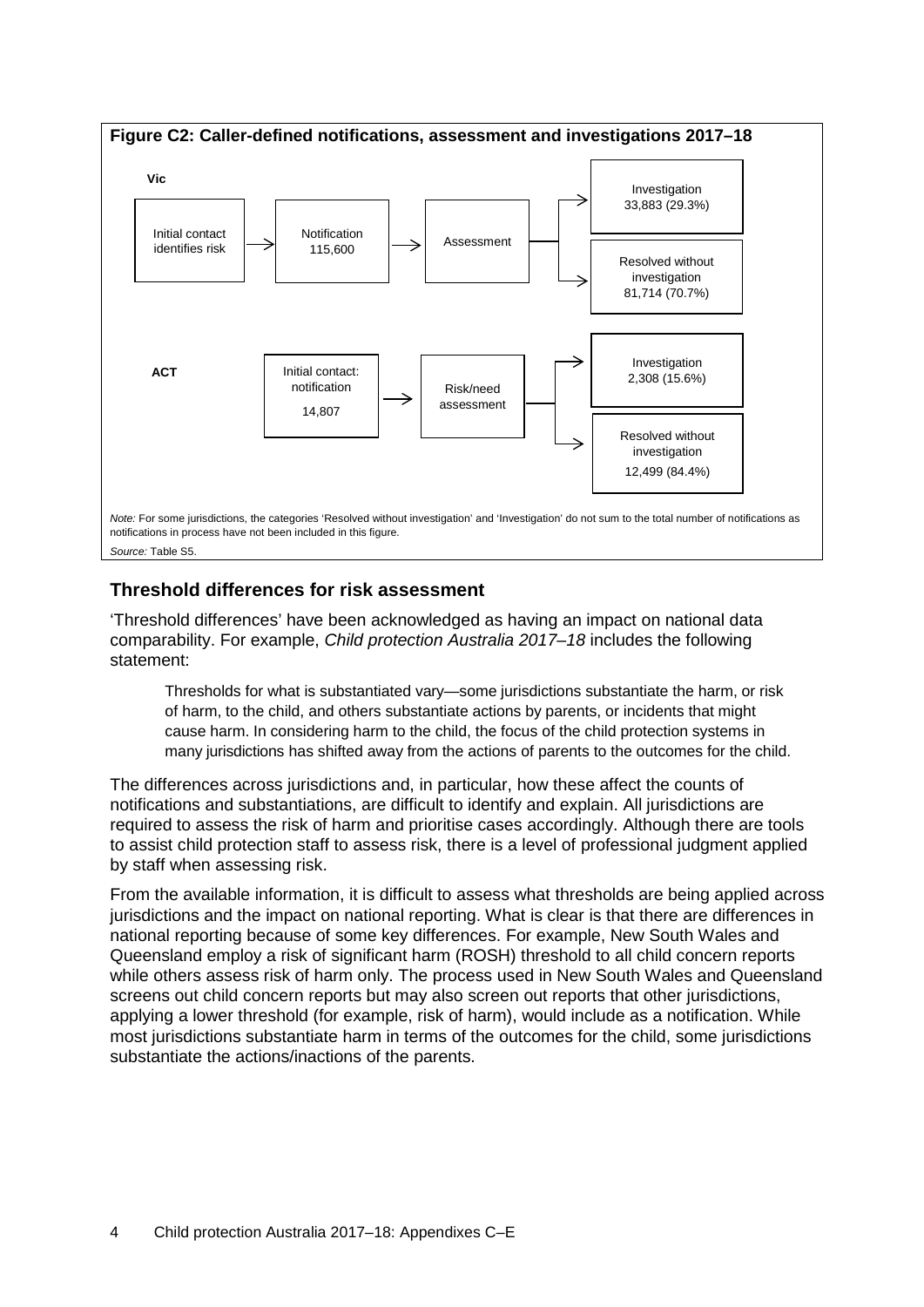**Figure C2: Caller-defined notifications, assessment and investigations 2017–18**

**Vic**

Initial contact identifies risk → Notification 115,600 → Assessment → Investigation 33,883 (29.3%) / Resolved without investigation 81,714 (70.7%)

**ACT**

Initial contact: notification 14,807 → Risk/need assessment → Investigation 2,308 (15.6%) / Resolved without investigation 12,499 (84.4%)

*Note:* For some jurisdictions, the categories 'Resolved without investigation' and 'Investigation' do not sum to the total number of notifications as notifications in process have not been included in this figure.

*Source:* Table S5.

## Threshold differences for risk assessment

'Threshold differences' have been acknowledged as having an impact on national data comparability. For example, *Child protection Australia 2017–18* includes the following statement:

> Thresholds for what is substantiated vary—some jurisdictions substantiate the harm, or risk of harm, to the child, and others substantiate actions by parents, or incidents that might cause harm. In considering harm to the child, the focus of the child protection systems in many jurisdictions has shifted away from the actions of parents to the outcomes for the child.

The differences across jurisdictions and, in particular, how these affect the counts of notifications and substantiations, are difficult to identify and explain. All jurisdictions are required to assess the risk of harm and prioritise cases accordingly. Although there are tools to assist child protection staff to assess risk, there is a level of professional judgment applied by staff when assessing risk.

From the available information, it is difficult to assess what thresholds are being applied across jurisdictions and the impact on national reporting. What is clear is that there are differences in national reporting because of some key differences. For example, New South Wales and Queensland employ a risk of significant harm (ROSH) threshold to all child concern reports while others assess risk of harm only. The process used in New South Wales and Queensland screens out child concern reports but may also screen out reports that other jurisdictions, applying a lower threshold (for example, risk of harm), would include as a notification. While most jurisdictions substantiate harm in terms of the outcomes for the child, some jurisdictions substantiate the actions/inactions of the parents.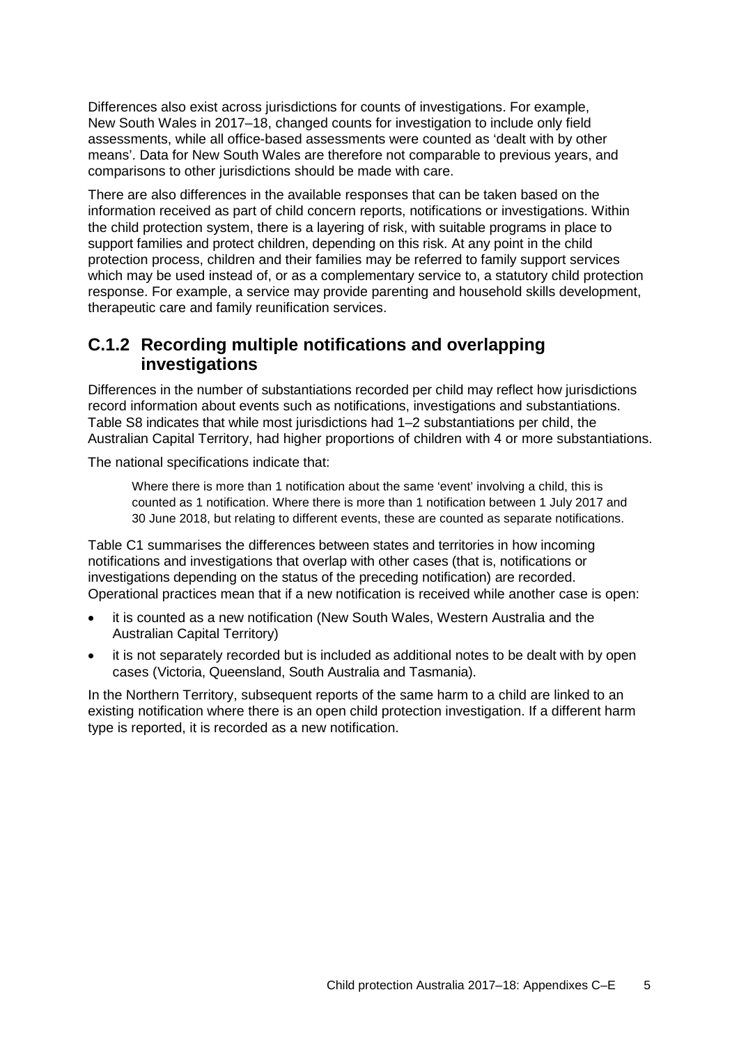Differences also exist across jurisdictions for counts of investigations. For example, New South Wales in 2017–18, changed counts for investigation to include only field assessments, while all office-based assessments were counted as 'dealt with by other means'. Data for New South Wales are therefore not comparable to previous years, and comparisons to other jurisdictions should be made with care.

There are also differences in the available responses that can be taken based on the information received as part of child concern reports, notifications or investigations. Within the child protection system, there is a layering of risk, with suitable programs in place to support families and protect children, depending on this risk. At any point in the child protection process, children and their families may be referred to family support services which may be used instead of, or as a complementary service to, a statutory child protection response. For example, a service may provide parenting and household skills development, therapeutic care and family reunification services.

## C.1.2 Recording multiple notifications and overlapping investigations

Differences in the number of substantiations recorded per child may reflect how jurisdictions record information about events such as notifications, investigations and substantiations. Table S8 indicates that while most jurisdictions had 1–2 substantiations per child, the Australian Capital Territory, had higher proportions of children with 4 or more substantiations.

The national specifications indicate that:

> Where there is more than 1 notification about the same 'event' involving a child, this is counted as 1 notification. Where there is more than 1 notification between 1 July 2017 and 30 June 2018, but relating to different events, these are counted as separate notifications.

Table C1 summarises the differences between states and territories in how incoming notifications and investigations that overlap with other cases (that is, notifications or investigations depending on the status of the preceding notification) are recorded. Operational practices mean that if a new notification is received while another case is open:

- it is counted as a new notification (New South Wales, Western Australia and the Australian Capital Territory)
- it is not separately recorded but is included as additional notes to be dealt with by open cases (Victoria, Queensland, South Australia and Tasmania).

In the Northern Territory, subsequent reports of the same harm to a child are linked to an existing notification where there is an open child protection investigation. If a different harm type is reported, it is recorded as a new notification.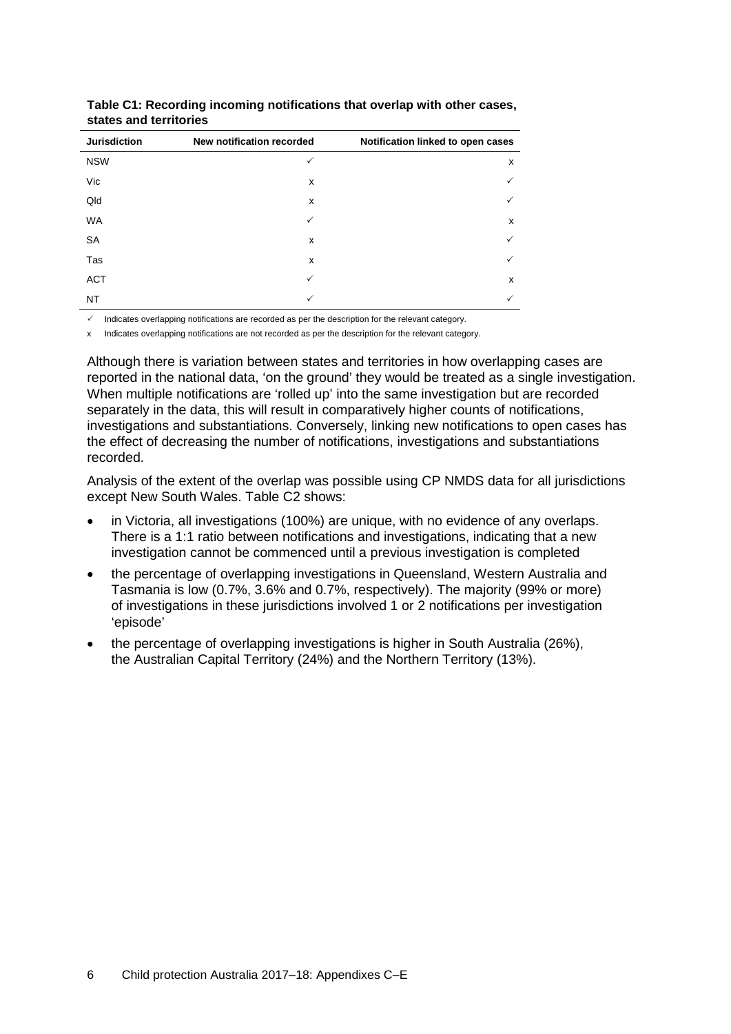**Table C1: Recording incoming notifications that overlap with other cases, states and territories**

| Jurisdiction | New notification recorded | Notification linked to open cases |
| --- | --- | --- |
| NSW | ✓ | x |
| Vic | x | ✓ |
| Qld | x | ✓ |
| WA | ✓ | x |
| SA | x | ✓ |
| Tas | x | ✓ |
| ACT | ✓ | x |
| NT | ✓ | ✓ |

✓ Indicates overlapping notifications are recorded as per the description for the relevant category.

x Indicates overlapping notifications are not recorded as per the description for the relevant category.

Although there is variation between states and territories in how overlapping cases are reported in the national data, 'on the ground' they would be treated as a single investigation. When multiple notifications are 'rolled up' into the same investigation but are recorded separately in the data, this will result in comparatively higher counts of notifications, investigations and substantiations. Conversely, linking new notifications to open cases has the effect of decreasing the number of notifications, investigations and substantiations recorded.

Analysis of the extent of the overlap was possible using CP NMDS data for all jurisdictions except New South Wales. Table C2 shows:

- in Victoria, all investigations (100%) are unique, with no evidence of any overlaps. There is a 1:1 ratio between notifications and investigations, indicating that a new investigation cannot be commenced until a previous investigation is completed
- the percentage of overlapping investigations in Queensland, Western Australia and Tasmania is low (0.7%, 3.6% and 0.7%, respectively). The majority (99% or more) of investigations in these jurisdictions involved 1 or 2 notifications per investigation 'episode'
- the percentage of overlapping investigations is higher in South Australia (26%), the Australian Capital Territory (24%) and the Northern Territory (13%).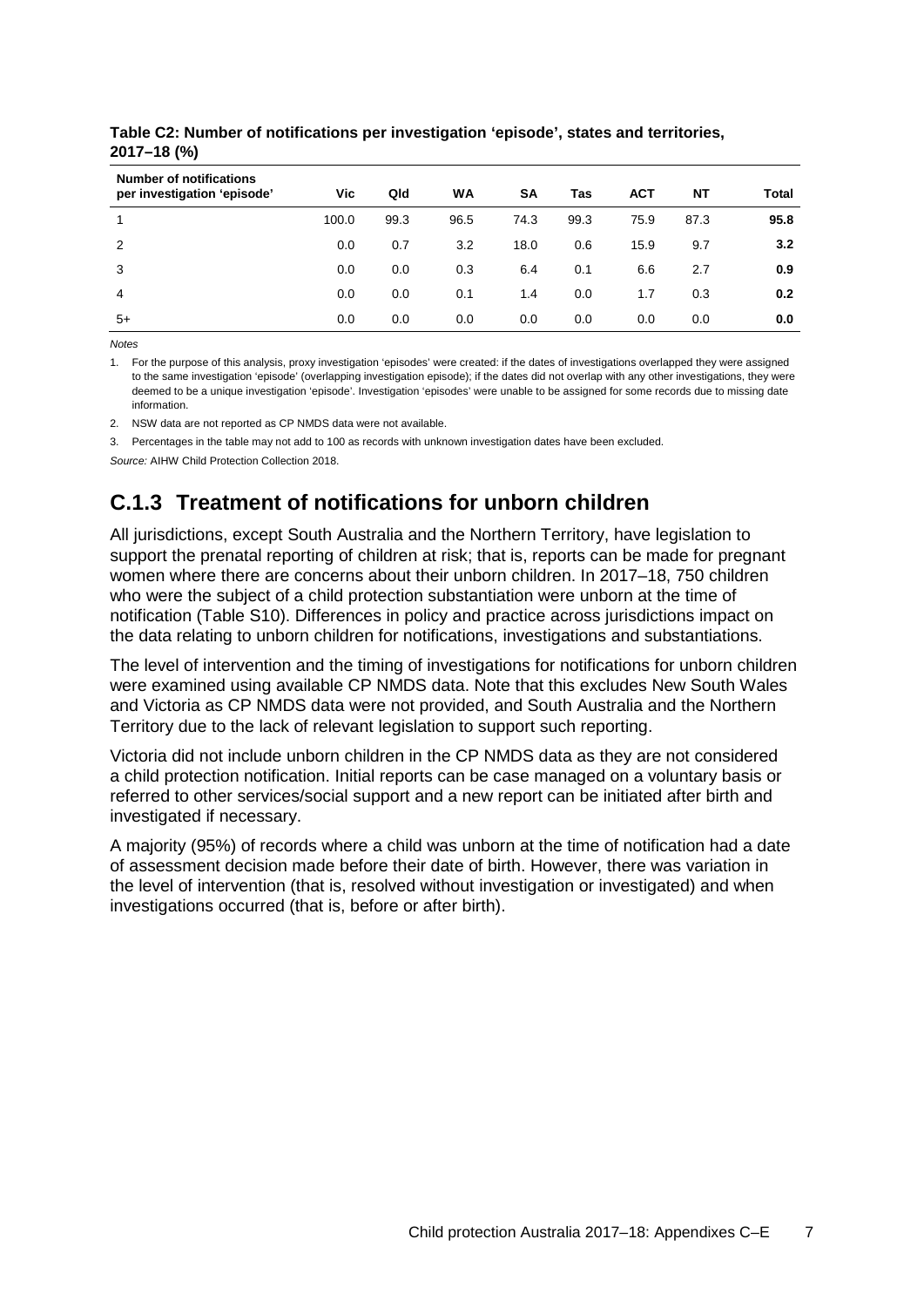**Table C2: Number of notifications per investigation 'episode', states and territories, 2017–18 (%)**

| Number of notifications per investigation 'episode' | Vic | Qld | WA | SA | Tas | ACT | NT | Total |
|---|---|---|---|---|---|---|---|---|
| 1 | 100.0 | 99.3 | 96.5 | 74.3 | 99.3 | 75.9 | 87.3 | **95.8** |
| 2 | 0.0 | 0.7 | 3.2 | 18.0 | 0.6 | 15.9 | 9.7 | **3.2** |
| 3 | 0.0 | 0.0 | 0.3 | 6.4 | 0.1 | 6.6 | 2.7 | **0.9** |
| 4 | 0.0 | 0.0 | 0.1 | 1.4 | 0.0 | 1.7 | 0.3 | **0.2** |
| 5+ | 0.0 | 0.0 | 0.0 | 0.0 | 0.0 | 0.0 | 0.0 | **0.0** |

*Notes*

1. For the purpose of this analysis, proxy investigation 'episodes' were created: if the dates of investigations overlapped they were assigned to the same investigation 'episode' (overlapping investigation episode); if the dates did not overlap with any other investigations, they were deemed to be a unique investigation 'episode'. Investigation 'episodes' were unable to be assigned for some records due to missing date information.
2. NSW data are not reported as CP NMDS data were not available.
3. Percentages in the table may not add to 100 as records with unknown investigation dates have been excluded.

*Source:* AIHW Child Protection Collection 2018.

## C.1.3 Treatment of notifications for unborn children

All jurisdictions, except South Australia and the Northern Territory, have legislation to support the prenatal reporting of children at risk; that is, reports can be made for pregnant women where there are concerns about their unborn children. In 2017–18, 750 children who were the subject of a child protection substantiation were unborn at the time of notification (Table S10). Differences in policy and practice across jurisdictions impact on the data relating to unborn children for notifications, investigations and substantiations.

The level of intervention and the timing of investigations for notifications for unborn children were examined using available CP NMDS data. Note that this excludes New South Wales and Victoria as CP NMDS data were not provided, and South Australia and the Northern Territory due to the lack of relevant legislation to support such reporting.

Victoria did not include unborn children in the CP NMDS data as they are not considered a child protection notification. Initial reports can be case managed on a voluntary basis or referred to other services/social support and a new report can be initiated after birth and investigated if necessary.

A majority (95%) of records where a child was unborn at the time of notification had a date of assessment decision made before their date of birth. However, there was variation in the level of intervention (that is, resolved without investigation or investigated) and when investigations occurred (that is, before or after birth).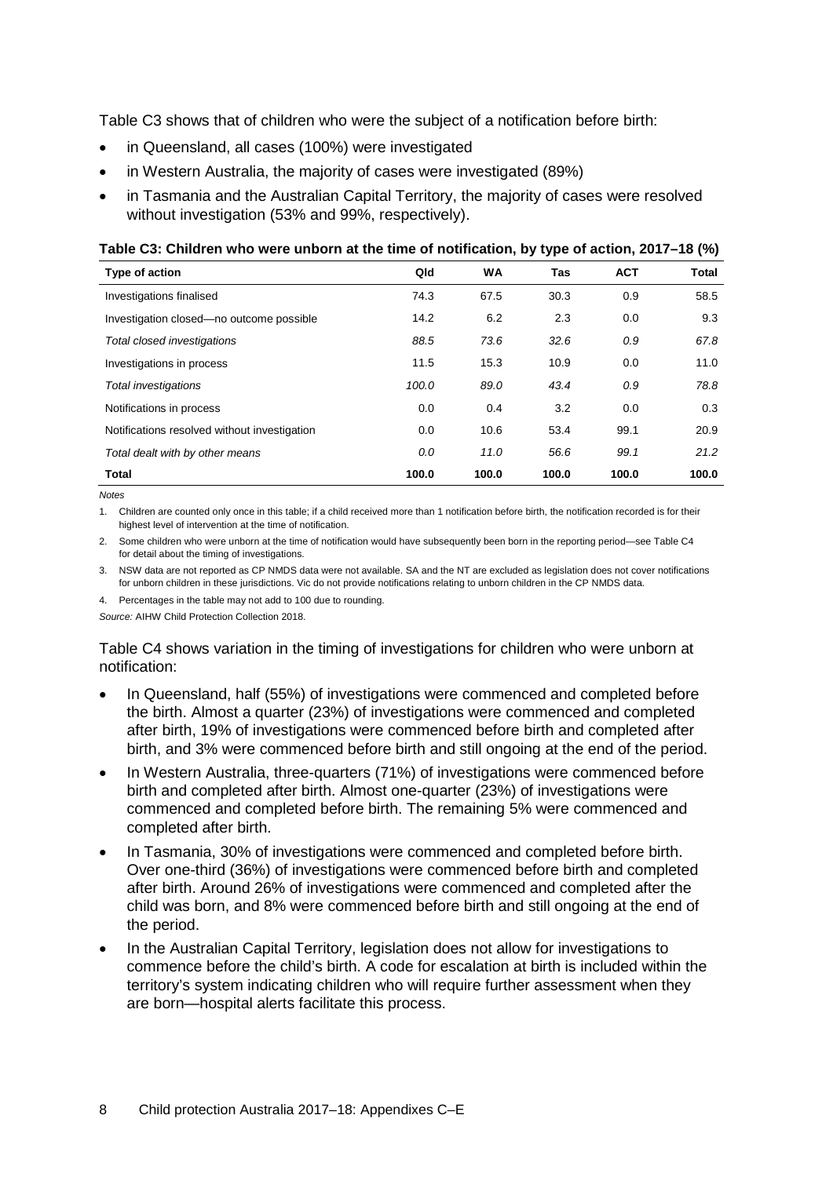Table C3 shows that of children who were the subject of a notification before birth:

- in Queensland, all cases (100%) were investigated
- in Western Australia, the majority of cases were investigated (89%)
- in Tasmania and the Australian Capital Territory, the majority of cases were resolved without investigation (53% and 99%, respectively).

**Table C3: Children who were unborn at the time of notification, by type of action, 2017–18 (%)**

| Type of action | Qld | WA | Tas | ACT | Total |
|---|---|---|---|---|---|
| Investigations finalised | 74.3 | 67.5 | 30.3 | 0.9 | 58.5 |
| Investigation closed—no outcome possible | 14.2 | 6.2 | 2.3 | 0.0 | 9.3 |
| *Total closed investigations* | *88.5* | *73.6* | *32.6* | *0.9* | *67.8* |
| Investigations in process | 11.5 | 15.3 | 10.9 | 0.0 | 11.0 |
| *Total investigations* | *100.0* | *89.0* | *43.4* | *0.9* | *78.8* |
| Notifications in process | 0.0 | 0.4 | 3.2 | 0.0 | 0.3 |
| Notifications resolved without investigation | 0.0 | 10.6 | 53.4 | 99.1 | 20.9 |
| *Total dealt with by other means* | *0.0* | *11.0* | *56.6* | *99.1* | *21.2* |
| **Total** | **100.0** | **100.0** | **100.0** | **100.0** | **100.0** |

*Notes*

1. Children are counted only once in this table; if a child received more than 1 notification before birth, the notification recorded is for their highest level of intervention at the time of notification.
2. Some children who were unborn at the time of notification would have subsequently been born in the reporting period—see Table C4 for detail about the timing of investigations.
3. NSW data are not reported as CP NMDS data were not available. SA and the NT are excluded as legislation does not cover notifications for unborn children in these jurisdictions. Vic do not provide notifications relating to unborn children in the CP NMDS data.
4. Percentages in the table may not add to 100 due to rounding.

*Source:* AIHW Child Protection Collection 2018.

Table C4 shows variation in the timing of investigations for children who were unborn at notification:

- In Queensland, half (55%) of investigations were commenced and completed before the birth. Almost a quarter (23%) of investigations were commenced and completed after birth, 19% of investigations were commenced before birth and completed after birth, and 3% were commenced before birth and still ongoing at the end of the period.
- In Western Australia, three-quarters (71%) of investigations were commenced before birth and completed after birth. Almost one-quarter (23%) of investigations were commenced and completed before birth. The remaining 5% were commenced and completed after birth.
- In Tasmania, 30% of investigations were commenced and completed before birth. Over one-third (36%) of investigations were commenced before birth and completed after birth. Around 26% of investigations were commenced and completed after the child was born, and 8% were commenced before birth and still ongoing at the end of the period.
- In the Australian Capital Territory, legislation does not allow for investigations to commence before the child's birth. A code for escalation at birth is included within the territory's system indicating children who will require further assessment when they are born—hospital alerts facilitate this process.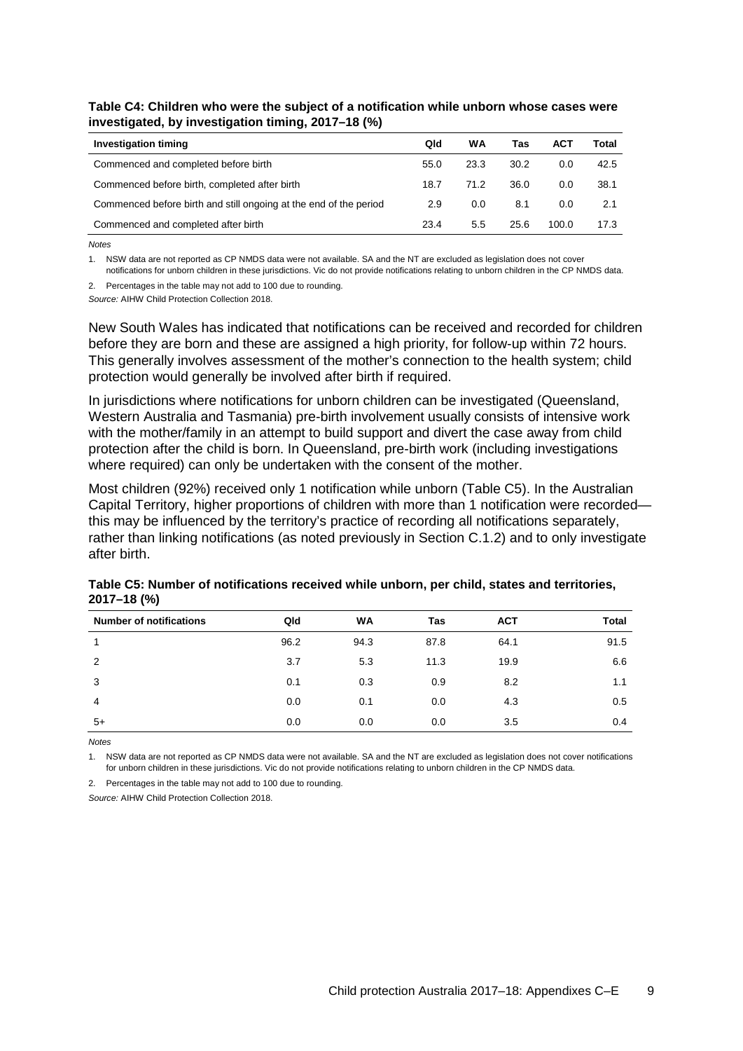**Table C4: Children who were the subject of a notification while unborn whose cases were investigated, by investigation timing, 2017–18 (%)**

| Investigation timing | Qld | WA | Tas | ACT | Total |
|---|---|---|---|---|---|
| Commenced and completed before birth | 55.0 | 23.3 | 30.2 | 0.0 | 42.5 |
| Commenced before birth, completed after birth | 18.7 | 71.2 | 36.0 | 0.0 | 38.1 |
| Commenced before birth and still ongoing at the end of the period | 2.9 | 0.0 | 8.1 | 0.0 | 2.1 |
| Commenced and completed after birth | 23.4 | 5.5 | 25.6 | 100.0 | 17.3 |

*Notes*

1. NSW data are not reported as CP NMDS data were not available. SA and the NT are excluded as legislation does not cover notifications for unborn children in these jurisdictions. Vic do not provide notifications relating to unborn children in the CP NMDS data.
2. Percentages in the table may not add to 100 due to rounding.

*Source:* AIHW Child Protection Collection 2018.

New South Wales has indicated that notifications can be received and recorded for children before they are born and these are assigned a high priority, for follow-up within 72 hours. This generally involves assessment of the mother's connection to the health system; child protection would generally be involved after birth if required.

In jurisdictions where notifications for unborn children can be investigated (Queensland, Western Australia and Tasmania) pre-birth involvement usually consists of intensive work with the mother/family in an attempt to build support and divert the case away from child protection after the child is born. In Queensland, pre-birth work (including investigations where required) can only be undertaken with the consent of the mother.

Most children (92%) received only 1 notification while unborn (Table C5). In the Australian Capital Territory, higher proportions of children with more than 1 notification were recorded—this may be influenced by the territory's practice of recording all notifications separately, rather than linking notifications (as noted previously in Section C.1.2) and to only investigate after birth.

**Table C5: Number of notifications received while unborn, per child, states and territories, 2017–18 (%)**

| Number of notifications | Qld | WA | Tas | ACT | Total |
|---|---|---|---|---|---|
| 1 | 96.2 | 94.3 | 87.8 | 64.1 | 91.5 |
| 2 | 3.7 | 5.3 | 11.3 | 19.9 | 6.6 |
| 3 | 0.1 | 0.3 | 0.9 | 8.2 | 1.1 |
| 4 | 0.0 | 0.1 | 0.0 | 4.3 | 0.5 |
| 5+ | 0.0 | 0.0 | 0.0 | 3.5 | 0.4 |

*Notes*

1. NSW data are not reported as CP NMDS data were not available. SA and the NT are excluded as legislation does not cover notifications for unborn children in these jurisdictions. Vic do not provide notifications relating to unborn children in the CP NMDS data.
2. Percentages in the table may not add to 100 due to rounding.

*Source:* AIHW Child Protection Collection 2018.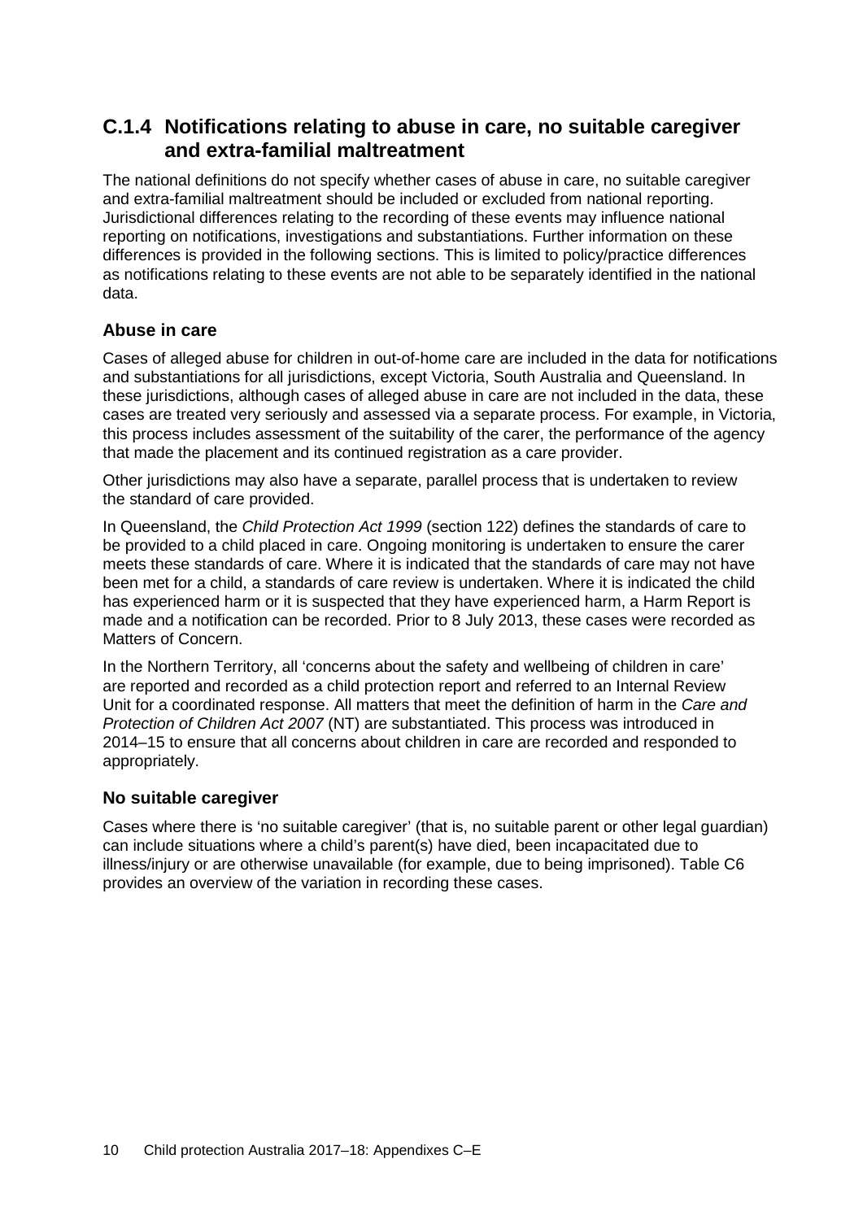## C.1.4 Notifications relating to abuse in care, no suitable caregiver and extra-familial maltreatment

The national definitions do not specify whether cases of abuse in care, no suitable caregiver and extra-familial maltreatment should be included or excluded from national reporting. Jurisdictional differences relating to the recording of these events may influence national reporting on notifications, investigations and substantiations. Further information on these differences is provided in the following sections. This is limited to policy/practice differences as notifications relating to these events are not able to be separately identified in the national data.

### Abuse in care

Cases of alleged abuse for children in out-of-home care are included in the data for notifications and substantiations for all jurisdictions, except Victoria, South Australia and Queensland. In these jurisdictions, although cases of alleged abuse in care are not included in the data, these cases are treated very seriously and assessed via a separate process. For example, in Victoria, this process includes assessment of the suitability of the carer, the performance of the agency that made the placement and its continued registration as a care provider.

Other jurisdictions may also have a separate, parallel process that is undertaken to review the standard of care provided.

In Queensland, the *Child Protection Act 1999* (section 122) defines the standards of care to be provided to a child placed in care. Ongoing monitoring is undertaken to ensure the carer meets these standards of care. Where it is indicated that the standards of care may not have been met for a child, a standards of care review is undertaken. Where it is indicated the child has experienced harm or it is suspected that they have experienced harm, a Harm Report is made and a notification can be recorded. Prior to 8 July 2013, these cases were recorded as Matters of Concern.

In the Northern Territory, all 'concerns about the safety and wellbeing of children in care' are reported and recorded as a child protection report and referred to an Internal Review Unit for a coordinated response. All matters that meet the definition of harm in the *Care and Protection of Children Act 2007* (NT) are substantiated. This process was introduced in 2014–15 to ensure that all concerns about children in care are recorded and responded to appropriately.

### No suitable caregiver

Cases where there is 'no suitable caregiver' (that is, no suitable parent or other legal guardian) can include situations where a child's parent(s) have died, been incapacitated due to illness/injury or are otherwise unavailable (for example, due to being imprisoned). Table C6 provides an overview of the variation in recording these cases.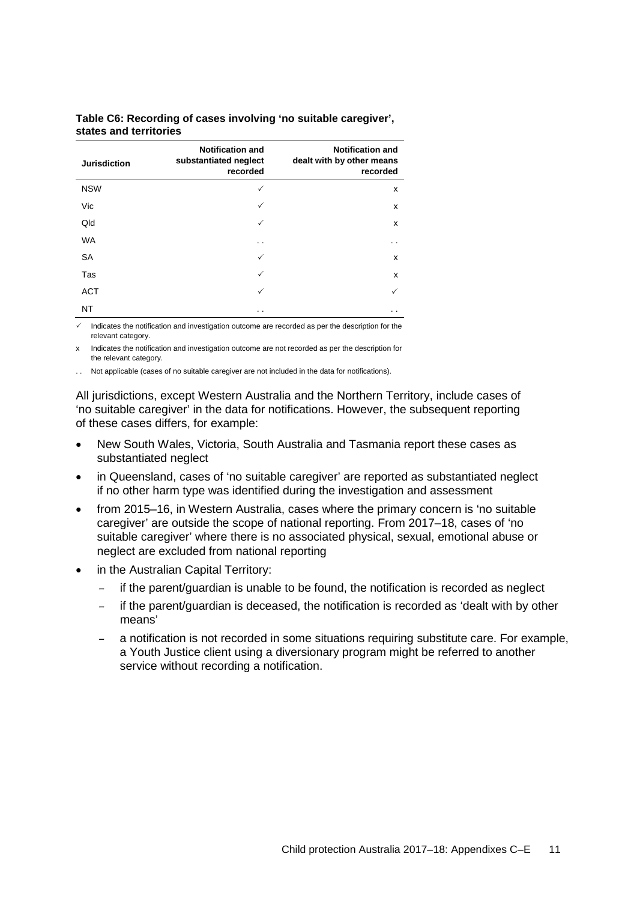**Table C6: Recording of cases involving 'no suitable caregiver', states and territories**

| Jurisdiction | Notification and substantiated neglect recorded | Notification and dealt with by other means recorded |
|---|---|---|
| NSW | ✓ | x |
| Vic | ✓ | x |
| Qld | ✓ | x |
| WA | . . | . . |
| SA | ✓ | x |
| Tas | ✓ | x |
| ACT | ✓ | ✓ |
| NT | . . | . . |

✓ Indicates the notification and investigation outcome are recorded as per the description for the relevant category.

x Indicates the notification and investigation outcome are not recorded as per the description for the relevant category.

. . Not applicable (cases of no suitable caregiver are not included in the data for notifications).

All jurisdictions, except Western Australia and the Northern Territory, include cases of 'no suitable caregiver' in the data for notifications. However, the subsequent reporting of these cases differs, for example:

- New South Wales, Victoria, South Australia and Tasmania report these cases as substantiated neglect
- in Queensland, cases of 'no suitable caregiver' are reported as substantiated neglect if no other harm type was identified during the investigation and assessment
- from 2015–16, in Western Australia, cases where the primary concern is 'no suitable caregiver' are outside the scope of national reporting. From 2017–18, cases of 'no suitable caregiver' where there is no associated physical, sexual, emotional abuse or neglect are excluded from national reporting
- in the Australian Capital Territory:
  - if the parent/guardian is unable to be found, the notification is recorded as neglect
  - if the parent/guardian is deceased, the notification is recorded as 'dealt with by other means'
  - a notification is not recorded in some situations requiring substitute care. For example, a Youth Justice client using a diversionary program might be referred to another service without recording a notification.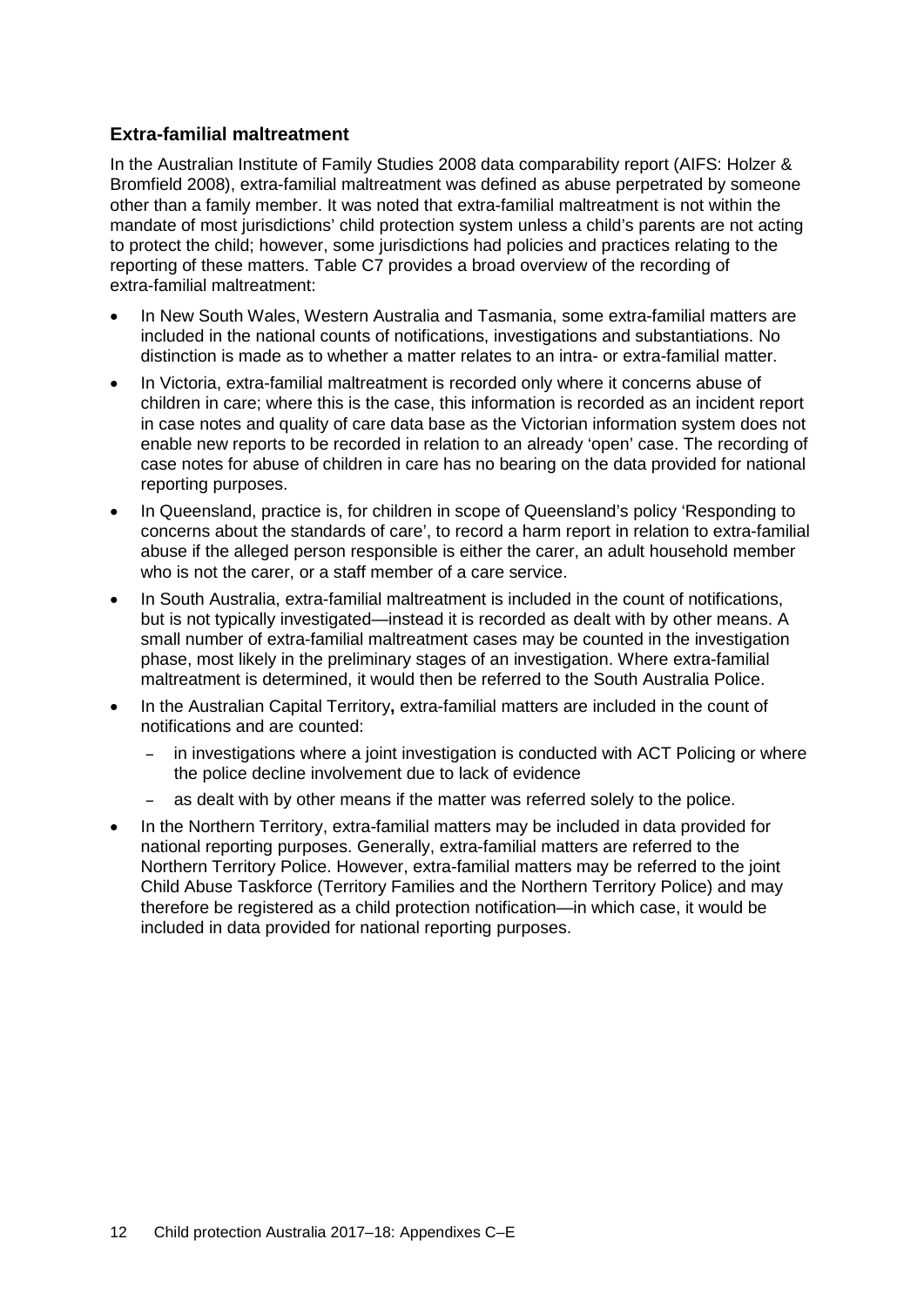### Extra-familial maltreatment

In the Australian Institute of Family Studies 2008 data comparability report (AIFS: Holzer & Bromfield 2008), extra-familial maltreatment was defined as abuse perpetrated by someone other than a family member. It was noted that extra-familial maltreatment is not within the mandate of most jurisdictions' child protection system unless a child's parents are not acting to protect the child; however, some jurisdictions had policies and practices relating to the reporting of these matters. Table C7 provides a broad overview of the recording of extra-familial maltreatment:

- In New South Wales, Western Australia and Tasmania, some extra-familial matters are included in the national counts of notifications, investigations and substantiations. No distinction is made as to whether a matter relates to an intra- or extra-familial matter.
- In Victoria, extra-familial maltreatment is recorded only where it concerns abuse of children in care; where this is the case, this information is recorded as an incident report in case notes and quality of care data base as the Victorian information system does not enable new reports to be recorded in relation to an already 'open' case. The recording of case notes for abuse of children in care has no bearing on the data provided for national reporting purposes.
- In Queensland, practice is, for children in scope of Queensland's policy 'Responding to concerns about the standards of care', to record a harm report in relation to extra-familial abuse if the alleged person responsible is either the carer, an adult household member who is not the carer, or a staff member of a care service.
- In South Australia, extra-familial maltreatment is included in the count of notifications, but is not typically investigated—instead it is recorded as dealt with by other means. A small number of extra-familial maltreatment cases may be counted in the investigation phase, most likely in the preliminary stages of an investigation. Where extra-familial maltreatment is determined, it would then be referred to the South Australia Police.
- In the Australian Capital Territory**,** extra-familial matters are included in the count of notifications and are counted:
  - in investigations where a joint investigation is conducted with ACT Policing or where the police decline involvement due to lack of evidence
  - as dealt with by other means if the matter was referred solely to the police.
- In the Northern Territory, extra-familial matters may be included in data provided for national reporting purposes. Generally, extra-familial matters are referred to the Northern Territory Police. However, extra-familial matters may be referred to the joint Child Abuse Taskforce (Territory Families and the Northern Territory Police) and may therefore be registered as a child protection notification—in which case, it would be included in data provided for national reporting purposes.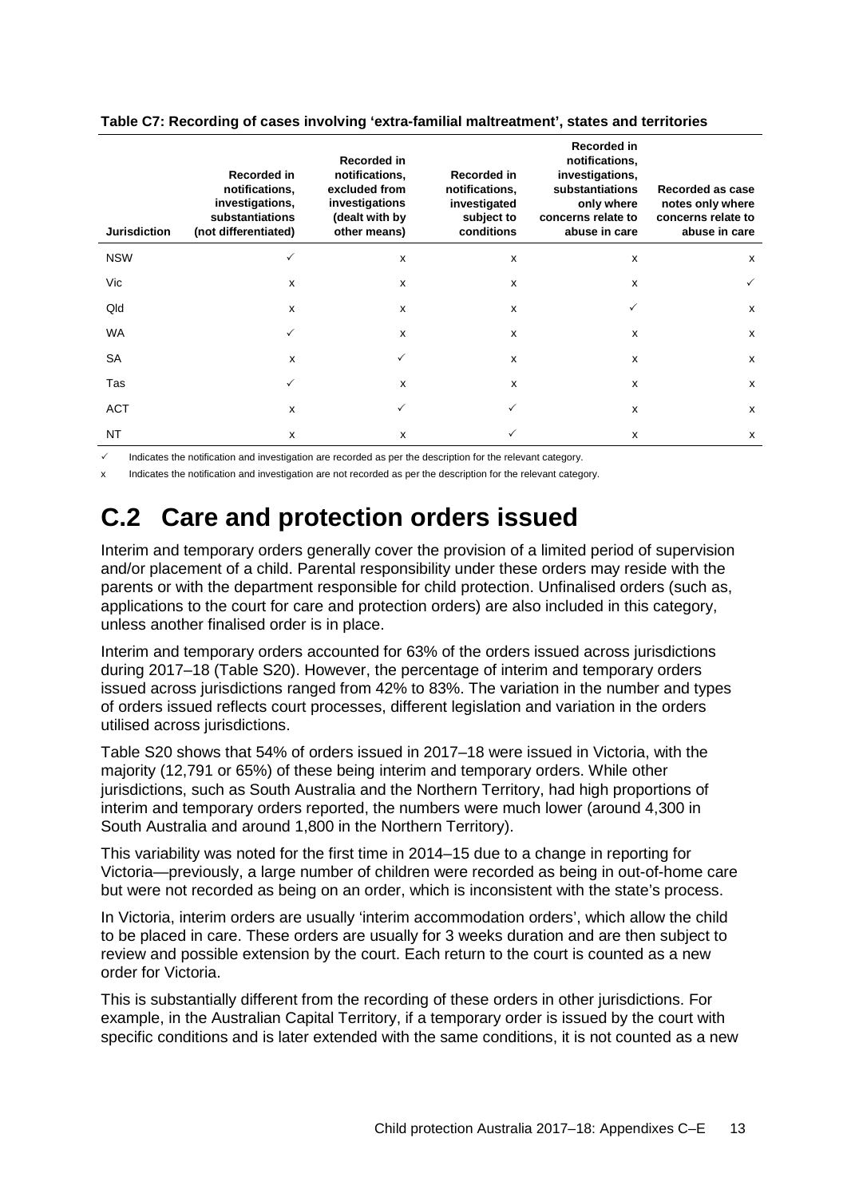**Table C7: Recording of cases involving 'extra-familial maltreatment', states and territories**

| Jurisdiction | Recorded in notifications, investigations, substantiations (not differentiated) | Recorded in notifications, excluded from investigations (dealt with by other means) | Recorded in notifications, investigated subject to conditions | Recorded in notifications, investigations, substantiations only where concerns relate to abuse in care | Recorded as case notes only where concerns relate to abuse in care |
|---|---|---|---|---|---|
| NSW | ✓ | x | x | x | x |
| Vic | x | x | x | x | ✓ |
| Qld | x | x | x | ✓ | x |
| WA | ✓ | x | x | x | x |
| SA | x | ✓ | x | x | x |
| Tas | ✓ | x | x | x | x |
| ACT | x | ✓ | ✓ | x | x |
| NT | x | x | ✓ | x | x |

✓ Indicates the notification and investigation are recorded as per the description for the relevant category.

x Indicates the notification and investigation are not recorded as per the description for the relevant category.

## C.2 Care and protection orders issued

Interim and temporary orders generally cover the provision of a limited period of supervision and/or placement of a child. Parental responsibility under these orders may reside with the parents or with the department responsible for child protection. Unfinalised orders (such as, applications to the court for care and protection orders) are also included in this category, unless another finalised order is in place.

Interim and temporary orders accounted for 63% of the orders issued across jurisdictions during 2017–18 (Table S20). However, the percentage of interim and temporary orders issued across jurisdictions ranged from 42% to 83%. The variation in the number and types of orders issued reflects court processes, different legislation and variation in the orders utilised across jurisdictions.

Table S20 shows that 54% of orders issued in 2017–18 were issued in Victoria, with the majority (12,791 or 65%) of these being interim and temporary orders. While other jurisdictions, such as South Australia and the Northern Territory, had high proportions of interim and temporary orders reported, the numbers were much lower (around 4,300 in South Australia and around 1,800 in the Northern Territory).

This variability was noted for the first time in 2014–15 due to a change in reporting for Victoria—previously, a large number of children were recorded as being in out-of-home care but were not recorded as being on an order, which is inconsistent with the state's process.

In Victoria, interim orders are usually 'interim accommodation orders', which allow the child to be placed in care. These orders are usually for 3 weeks duration and are then subject to review and possible extension by the court. Each return to the court is counted as a new order for Victoria.

This is substantially different from the recording of these orders in other jurisdictions. For example, in the Australian Capital Territory, if a temporary order is issued by the court with specific conditions and is later extended with the same conditions, it is not counted as a new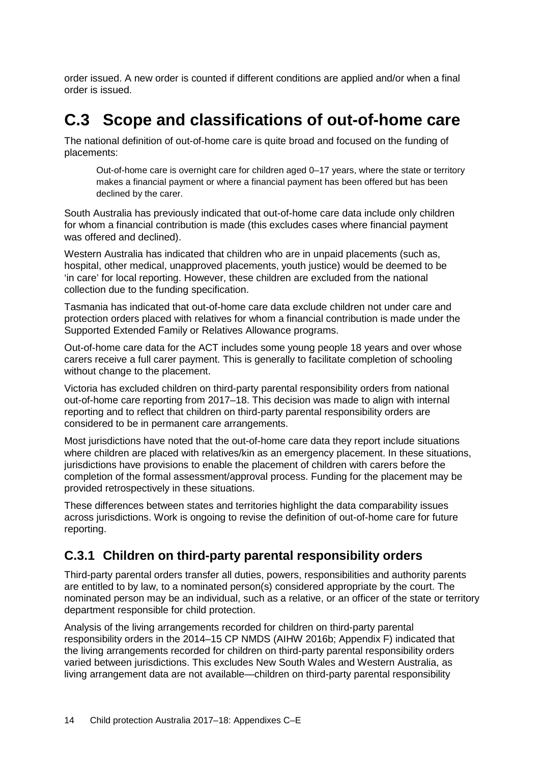order issued. A new order is counted if different conditions are applied and/or when a final order is issued.

# C.3 Scope and classifications of out-of-home care

The national definition of out-of-home care is quite broad and focused on the funding of placements:

> Out-of-home care is overnight care for children aged 0–17 years, where the state or territory makes a financial payment or where a financial payment has been offered but has been declined by the carer.

South Australia has previously indicated that out-of-home care data include only children for whom a financial contribution is made (this excludes cases where financial payment was offered and declined).

Western Australia has indicated that children who are in unpaid placements (such as, hospital, other medical, unapproved placements, youth justice) would be deemed to be 'in care' for local reporting. However, these children are excluded from the national collection due to the funding specification.

Tasmania has indicated that out-of-home care data exclude children not under care and protection orders placed with relatives for whom a financial contribution is made under the Supported Extended Family or Relatives Allowance programs.

Out-of-home care data for the ACT includes some young people 18 years and over whose carers receive a full carer payment. This is generally to facilitate completion of schooling without change to the placement.

Victoria has excluded children on third-party parental responsibility orders from national out-of-home care reporting from 2017–18. This decision was made to align with internal reporting and to reflect that children on third-party parental responsibility orders are considered to be in permanent care arrangements.

Most jurisdictions have noted that the out-of-home care data they report include situations where children are placed with relatives/kin as an emergency placement. In these situations, jurisdictions have provisions to enable the placement of children with carers before the completion of the formal assessment/approval process. Funding for the placement may be provided retrospectively in these situations.

These differences between states and territories highlight the data comparability issues across jurisdictions. Work is ongoing to revise the definition of out-of-home care for future reporting.

## C.3.1 Children on third-party parental responsibility orders

Third-party parental orders transfer all duties, powers, responsibilities and authority parents are entitled to by law, to a nominated person(s) considered appropriate by the court. The nominated person may be an individual, such as a relative, or an officer of the state or territory department responsible for child protection.

Analysis of the living arrangements recorded for children on third-party parental responsibility orders in the 2014–15 CP NMDS (AIHW 2016b; Appendix F) indicated that the living arrangements recorded for children on third-party parental responsibility orders varied between jurisdictions. This excludes New South Wales and Western Australia, as living arrangement data are not available—children on third-party parental responsibility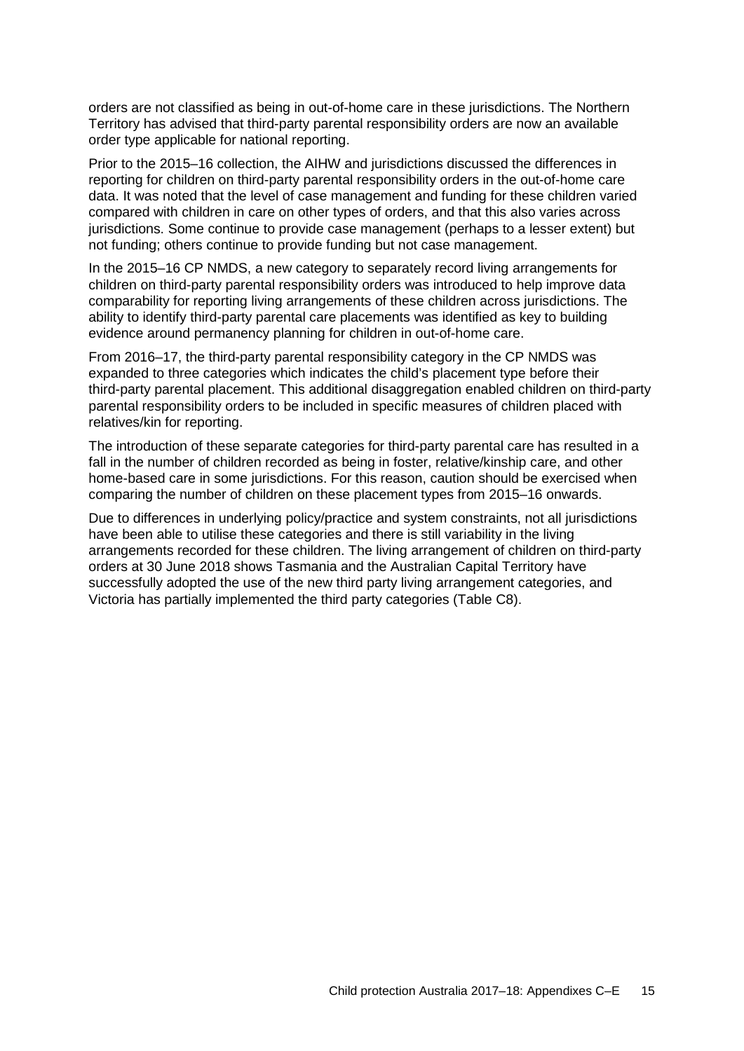orders are not classified as being in out-of-home care in these jurisdictions. The Northern Territory has advised that third-party parental responsibility orders are now an available order type applicable for national reporting.

Prior to the 2015–16 collection, the AIHW and jurisdictions discussed the differences in reporting for children on third-party parental responsibility orders in the out-of-home care data. It was noted that the level of case management and funding for these children varied compared with children in care on other types of orders, and that this also varies across jurisdictions. Some continue to provide case management (perhaps to a lesser extent) but not funding; others continue to provide funding but not case management.

In the 2015–16 CP NMDS, a new category to separately record living arrangements for children on third-party parental responsibility orders was introduced to help improve data comparability for reporting living arrangements of these children across jurisdictions. The ability to identify third-party parental care placements was identified as key to building evidence around permanency planning for children in out-of-home care.

From 2016–17, the third-party parental responsibility category in the CP NMDS was expanded to three categories which indicates the child's placement type before their third-party parental placement. This additional disaggregation enabled children on third-party parental responsibility orders to be included in specific measures of children placed with relatives/kin for reporting.

The introduction of these separate categories for third-party parental care has resulted in a fall in the number of children recorded as being in foster, relative/kinship care, and other home-based care in some jurisdictions. For this reason, caution should be exercised when comparing the number of children on these placement types from 2015–16 onwards.

Due to differences in underlying policy/practice and system constraints, not all jurisdictions have been able to utilise these categories and there is still variability in the living arrangements recorded for these children. The living arrangement of children on third-party orders at 30 June 2018 shows Tasmania and the Australian Capital Territory have successfully adopted the use of the new third party living arrangement categories, and Victoria has partially implemented the third party categories (Table C8).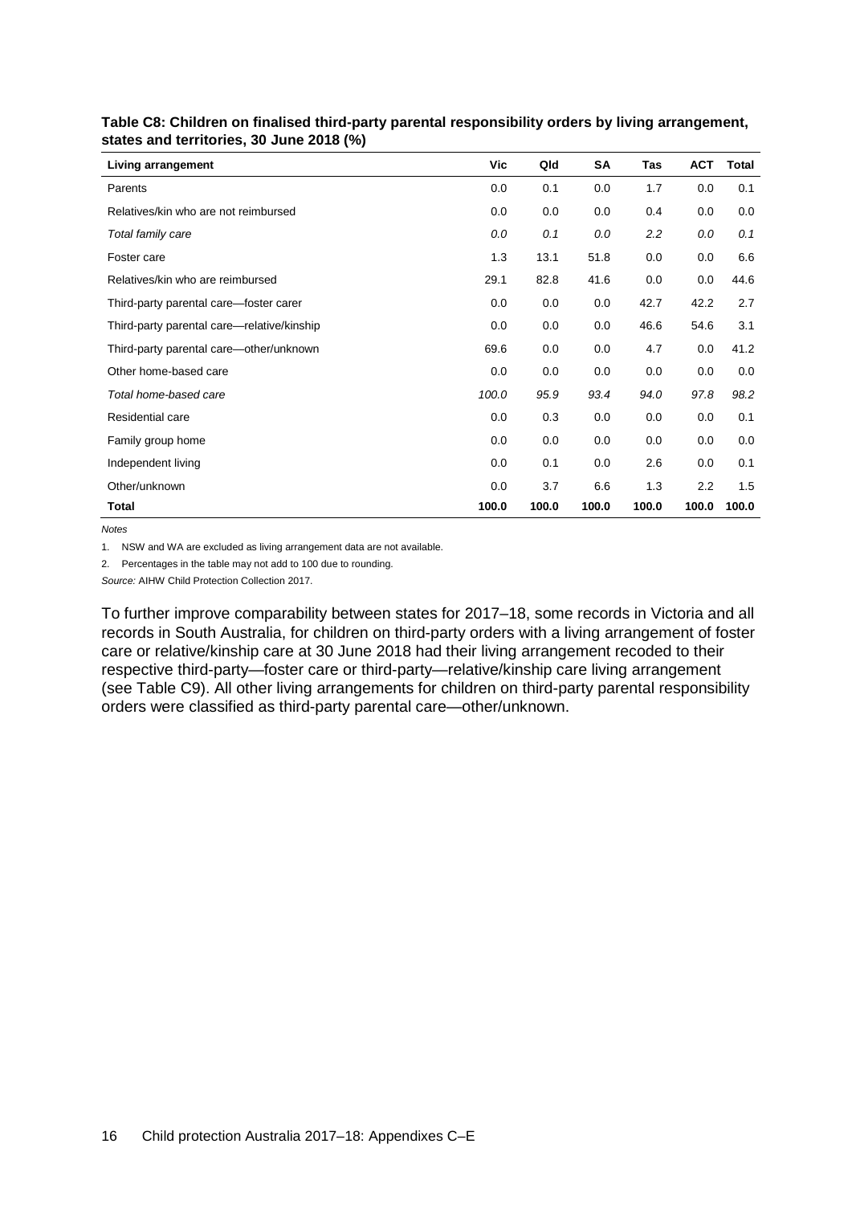**Table C8: Children on finalised third-party parental responsibility orders by living arrangement, states and territories, 30 June 2018 (%)**

| Living arrangement | Vic | Qld | SA | Tas | ACT | Total |
|---|---|---|---|---|---|---|
| Parents | 0.0 | 0.1 | 0.0 | 1.7 | 0.0 | 0.1 |
| Relatives/kin who are not reimbursed | 0.0 | 0.0 | 0.0 | 0.4 | 0.0 | 0.0 |
| *Total family care* | *0.0* | *0.1* | *0.0* | *2.2* | *0.0* | *0.1* |
| Foster care | 1.3 | 13.1 | 51.8 | 0.0 | 0.0 | 6.6 |
| Relatives/kin who are reimbursed | 29.1 | 82.8 | 41.6 | 0.0 | 0.0 | 44.6 |
| Third-party parental care—foster carer | 0.0 | 0.0 | 0.0 | 42.7 | 42.2 | 2.7 |
| Third-party parental care—relative/kinship | 0.0 | 0.0 | 0.0 | 46.6 | 54.6 | 3.1 |
| Third-party parental care—other/unknown | 69.6 | 0.0 | 0.0 | 4.7 | 0.0 | 41.2 |
| Other home-based care | 0.0 | 0.0 | 0.0 | 0.0 | 0.0 | 0.0 |
| *Total home-based care* | *100.0* | *95.9* | *93.4* | *94.0* | *97.8* | *98.2* |
| Residential care | 0.0 | 0.3 | 0.0 | 0.0 | 0.0 | 0.1 |
| Family group home | 0.0 | 0.0 | 0.0 | 0.0 | 0.0 | 0.0 |
| Independent living | 0.0 | 0.1 | 0.0 | 2.6 | 0.0 | 0.1 |
| Other/unknown | 0.0 | 3.7 | 6.6 | 1.3 | 2.2 | 1.5 |
| **Total** | **100.0** | **100.0** | **100.0** | **100.0** | **100.0** | **100.0** |

*Notes*

1. NSW and WA are excluded as living arrangement data are not available.
2. Percentages in the table may not add to 100 due to rounding.

*Source:* AIHW Child Protection Collection 2017.

To further improve comparability between states for 2017–18, some records in Victoria and all records in South Australia, for children on third-party orders with a living arrangement of foster care or relative/kinship care at 30 June 2018 had their living arrangement recoded to their respective third-party—foster care or third-party—relative/kinship care living arrangement (see Table C9). All other living arrangements for children on third-party parental responsibility orders were classified as third-party parental care—other/unknown.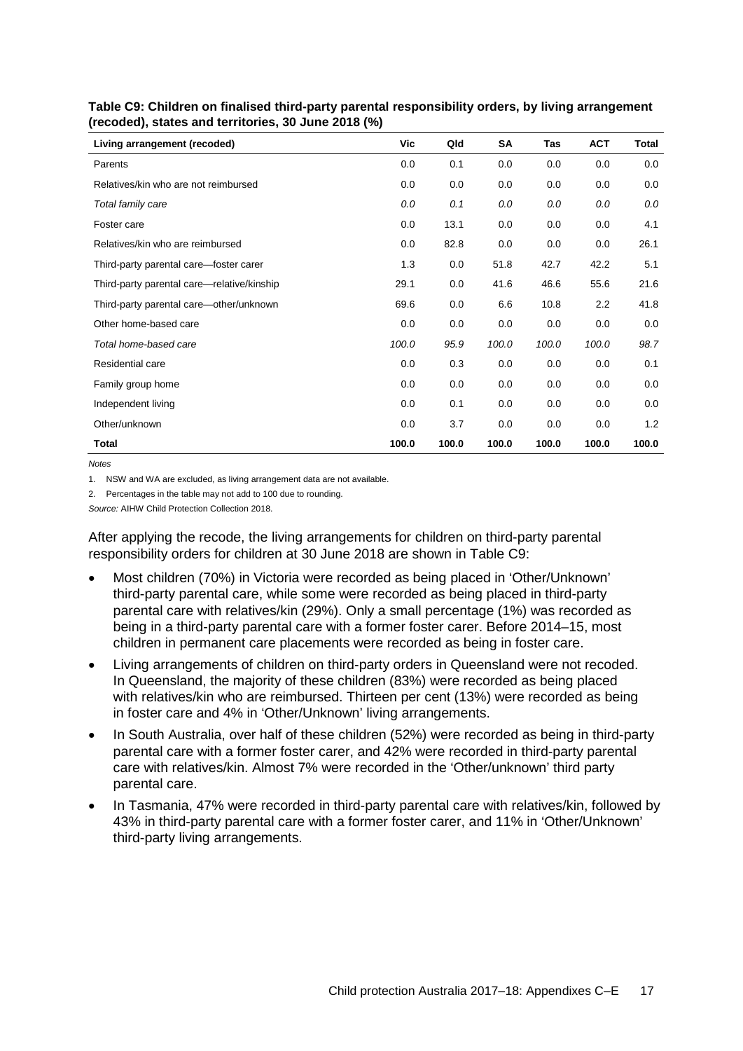**Table C9: Children on finalised third-party parental responsibility orders, by living arrangement (recoded), states and territories, 30 June 2018 (%)**

| Living arrangement (recoded) | Vic | Qld | SA | Tas | ACT | Total |
|---|---|---|---|---|---|---|
| Parents | 0.0 | 0.1 | 0.0 | 0.0 | 0.0 | 0.0 |
| Relatives/kin who are not reimbursed | 0.0 | 0.0 | 0.0 | 0.0 | 0.0 | 0.0 |
| *Total family care* | *0.0* | *0.1* | *0.0* | *0.0* | *0.0* | *0.0* |
| Foster care | 0.0 | 13.1 | 0.0 | 0.0 | 0.0 | 4.1 |
| Relatives/kin who are reimbursed | 0.0 | 82.8 | 0.0 | 0.0 | 0.0 | 26.1 |
| Third-party parental care—foster carer | 1.3 | 0.0 | 51.8 | 42.7 | 42.2 | 5.1 |
| Third-party parental care—relative/kinship | 29.1 | 0.0 | 41.6 | 46.6 | 55.6 | 21.6 |
| Third-party parental care—other/unknown | 69.6 | 0.0 | 6.6 | 10.8 | 2.2 | 41.8 |
| Other home-based care | 0.0 | 0.0 | 0.0 | 0.0 | 0.0 | 0.0 |
| *Total home-based care* | *100.0* | *95.9* | *100.0* | *100.0* | *100.0* | *98.7* |
| Residential care | 0.0 | 0.3 | 0.0 | 0.0 | 0.0 | 0.1 |
| Family group home | 0.0 | 0.0 | 0.0 | 0.0 | 0.0 | 0.0 |
| Independent living | 0.0 | 0.1 | 0.0 | 0.0 | 0.0 | 0.0 |
| Other/unknown | 0.0 | 3.7 | 0.0 | 0.0 | 0.0 | 1.2 |
| **Total** | **100.0** | **100.0** | **100.0** | **100.0** | **100.0** | **100.0** |

*Notes*

1. NSW and WA are excluded, as living arrangement data are not available.
2. Percentages in the table may not add to 100 due to rounding.

*Source:* AIHW Child Protection Collection 2018.

After applying the recode, the living arrangements for children on third-party parental responsibility orders for children at 30 June 2018 are shown in Table C9:

- Most children (70%) in Victoria were recorded as being placed in 'Other/Unknown' third-party parental care, while some were recorded as being placed in third-party parental care with relatives/kin (29%). Only a small percentage (1%) was recorded as being in a third-party parental care with a former foster carer. Before 2014–15, most children in permanent care placements were recorded as being in foster care.
- Living arrangements of children on third-party orders in Queensland were not recoded. In Queensland, the majority of these children (83%) were recorded as being placed with relatives/kin who are reimbursed. Thirteen per cent (13%) were recorded as being in foster care and 4% in 'Other/Unknown' living arrangements.
- In South Australia, over half of these children (52%) were recorded as being in third-party parental care with a former foster carer, and 42% were recorded in third-party parental care with relatives/kin. Almost 7% were recorded in the 'Other/unknown' third party parental care.
- In Tasmania, 47% were recorded in third-party parental care with relatives/kin, followed by 43% in third-party parental care with a former foster carer, and 11% in 'Other/Unknown' third-party living arrangements.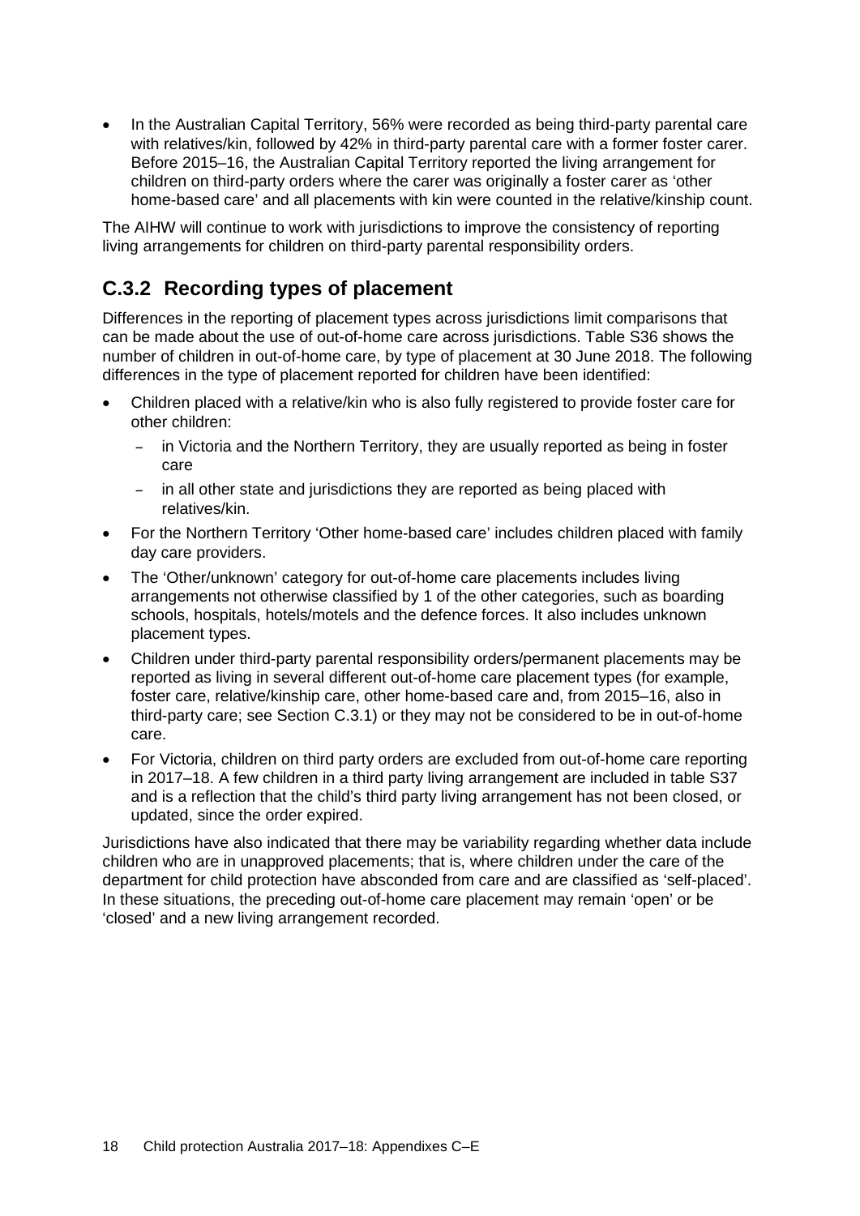- In the Australian Capital Territory, 56% were recorded as being third-party parental care with relatives/kin, followed by 42% in third-party parental care with a former foster carer. Before 2015–16, the Australian Capital Territory reported the living arrangement for children on third-party orders where the carer was originally a foster carer as 'other home-based care' and all placements with kin were counted in the relative/kinship count.

The AIHW will continue to work with jurisdictions to improve the consistency of reporting living arrangements for children on third-party parental responsibility orders.

## C.3.2 Recording types of placement

Differences in the reporting of placement types across jurisdictions limit comparisons that can be made about the use of out-of-home care across jurisdictions. Table S36 shows the number of children in out-of-home care, by type of placement at 30 June 2018. The following differences in the type of placement reported for children have been identified:

- Children placed with a relative/kin who is also fully registered to provide foster care for other children:
  - in Victoria and the Northern Territory, they are usually reported as being in foster care
  - in all other state and jurisdictions they are reported as being placed with relatives/kin.
- For the Northern Territory 'Other home-based care' includes children placed with family day care providers.
- The 'Other/unknown' category for out-of-home care placements includes living arrangements not otherwise classified by 1 of the other categories, such as boarding schools, hospitals, hotels/motels and the defence forces. It also includes unknown placement types.
- Children under third-party parental responsibility orders/permanent placements may be reported as living in several different out-of-home care placement types (for example, foster care, relative/kinship care, other home-based care and, from 2015–16, also in third-party care; see Section C.3.1) or they may not be considered to be in out-of-home care.
- For Victoria, children on third party orders are excluded from out-of-home care reporting in 2017–18. A few children in a third party living arrangement are included in table S37 and is a reflection that the child's third party living arrangement has not been closed, or updated, since the order expired.

Jurisdictions have also indicated that there may be variability regarding whether data include children who are in unapproved placements; that is, where children under the care of the department for child protection have absconded from care and are classified as 'self-placed'. In these situations, the preceding out-of-home care placement may remain 'open' or be 'closed' and a new living arrangement recorded.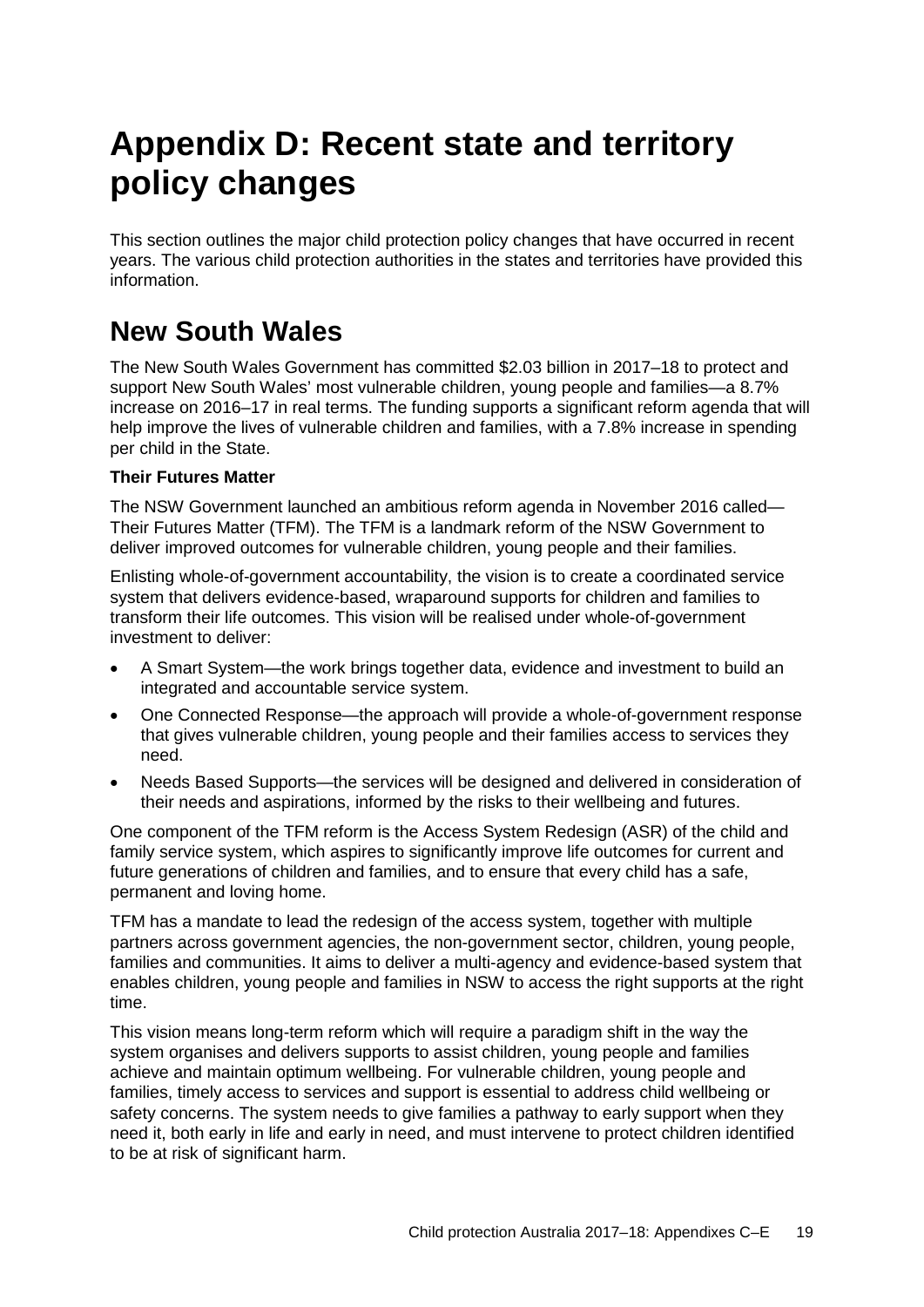# Appendix D: Recent state and territory policy changes

This section outlines the major child protection policy changes that have occurred in recent years. The various child protection authorities in the states and territories have provided this information.

## New South Wales

The New South Wales Government has committed $2.03 billion in 2017–18 to protect and support New South Wales' most vulnerable children, young people and families—a 8.7% increase on 2016–17 in real terms. The funding supports a significant reform agenda that will help improve the lives of vulnerable children and families, with a 7.8% increase in spending per child in the State.

**Their Futures Matter**

The NSW Government launched an ambitious reform agenda in November 2016 called—Their Futures Matter (TFM). The TFM is a landmark reform of the NSW Government to deliver improved outcomes for vulnerable children, young people and their families.

Enlisting whole-of-government accountability, the vision is to create a coordinated service system that delivers evidence-based, wraparound supports for children and families to transform their life outcomes. This vision will be realised under whole-of-government investment to deliver:

- A Smart System—the work brings together data, evidence and investment to build an integrated and accountable service system.
- One Connected Response—the approach will provide a whole-of-government response that gives vulnerable children, young people and their families access to services they need.
- Needs Based Supports—the services will be designed and delivered in consideration of their needs and aspirations, informed by the risks to their wellbeing and futures.

One component of the TFM reform is the Access System Redesign (ASR) of the child and family service system, which aspires to significantly improve life outcomes for current and future generations of children and families, and to ensure that every child has a safe, permanent and loving home.

TFM has a mandate to lead the redesign of the access system, together with multiple partners across government agencies, the non-government sector, children, young people, families and communities. It aims to deliver a multi-agency and evidence-based system that enables children, young people and families in NSW to access the right supports at the right time.

This vision means long-term reform which will require a paradigm shift in the way the system organises and delivers supports to assist children, young people and families achieve and maintain optimum wellbeing. For vulnerable children, young people and families, timely access to services and support is essential to address child wellbeing or safety concerns. The system needs to give families a pathway to early support when they need it, both early in life and early in need, and must intervene to protect children identified to be at risk of significant harm.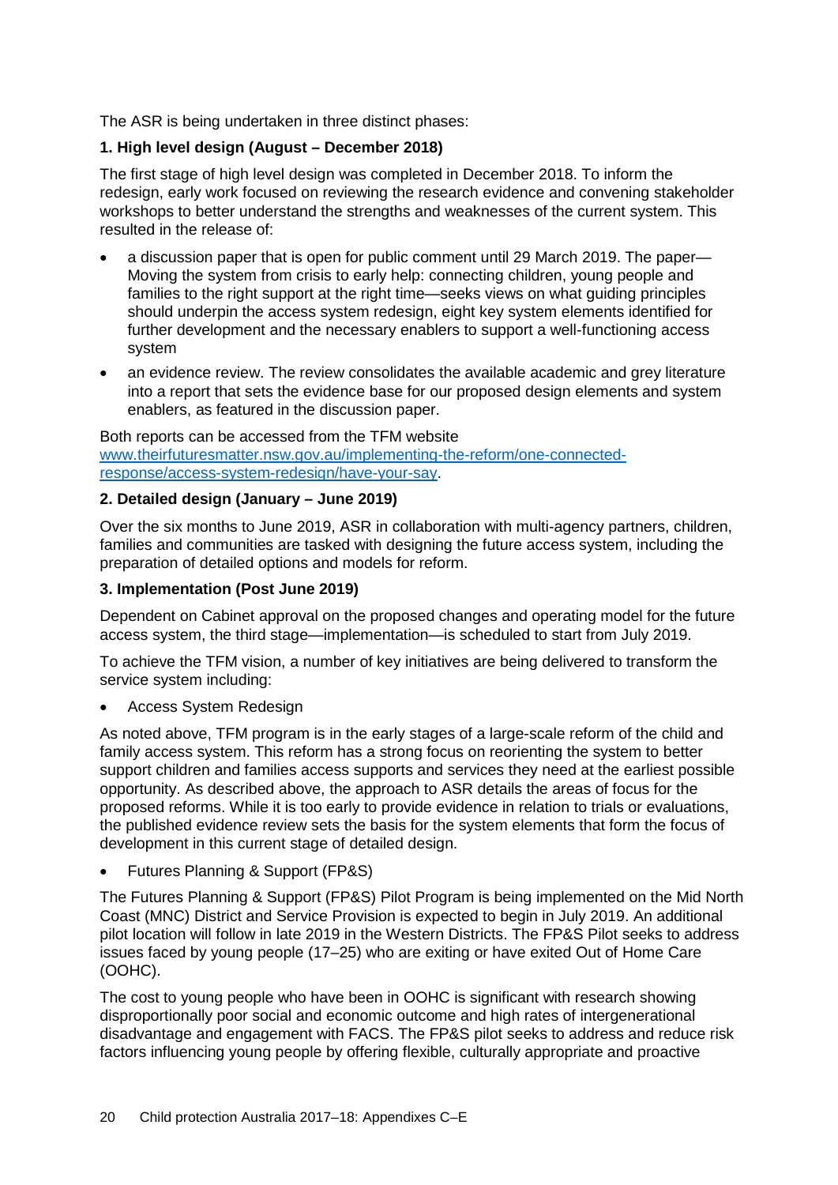The ASR is being undertaken in three distinct phases:

**1. High level design (August – December 2018)**

The first stage of high level design was completed in December 2018. To inform the redesign, early work focused on reviewing the research evidence and convening stakeholder workshops to better understand the strengths and weaknesses of the current system. This resulted in the release of:

- a discussion paper that is open for public comment until 29 March 2019. The paper—Moving the system from crisis to early help: connecting children, young people and families to the right support at the right time—seeks views on what guiding principles should underpin the access system redesign, eight key system elements identified for further development and the necessary enablers to support a well-functioning access system
- an evidence review. The review consolidates the available academic and grey literature into a report that sets the evidence base for our proposed design elements and system enablers, as featured in the discussion paper.

Both reports can be accessed from the TFM website [www.theirfuturesmatter.nsw.gov.au/implementing-the-reform/one-connected-response/access-system-redesign/have-your-say](www.theirfuturesmatter.nsw.gov.au/implementing-the-reform/one-connected-response/access-system-redesign/have-your-say).

**2. Detailed design (January – June 2019)**

Over the six months to June 2019, ASR in collaboration with multi-agency partners, children, families and communities are tasked with designing the future access system, including the preparation of detailed options and models for reform.

**3. Implementation (Post June 2019)**

Dependent on Cabinet approval on the proposed changes and operating model for the future access system, the third stage—implementation—is scheduled to start from July 2019.

To achieve the TFM vision, a number of key initiatives are being delivered to transform the service system including:

- Access System Redesign

As noted above, TFM program is in the early stages of a large-scale reform of the child and family access system. This reform has a strong focus on reorienting the system to better support children and families access supports and services they need at the earliest possible opportunity. As described above, the approach to ASR details the areas of focus for the proposed reforms. While it is too early to provide evidence in relation to trials or evaluations, the published evidence review sets the basis for the system elements that form the focus of development in this current stage of detailed design.

- Futures Planning & Support (FP&S)

The Futures Planning & Support (FP&S) Pilot Program is being implemented on the Mid North Coast (MNC) District and Service Provision is expected to begin in July 2019. An additional pilot location will follow in late 2019 in the Western Districts. The FP&S Pilot seeks to address issues faced by young people (17–25) who are exiting or have exited Out of Home Care (OOHC).

The cost to young people who have been in OOHC is significant with research showing disproportionally poor social and economic outcome and high rates of intergenerational disadvantage and engagement with FACS. The FP&S pilot seeks to address and reduce risk factors influencing young people by offering flexible, culturally appropriate and proactive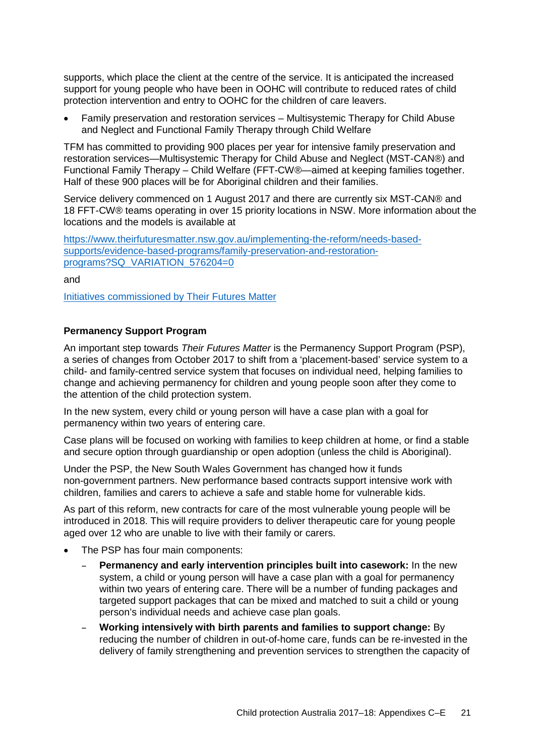supports, which place the client at the centre of the service. It is anticipated the increased support for young people who have been in OOHC will contribute to reduced rates of child protection intervention and entry to OOHC for the children of care leavers.

- Family preservation and restoration services – Multisystemic Therapy for Child Abuse and Neglect and Functional Family Therapy through Child Welfare

TFM has committed to providing 900 places per year for intensive family preservation and restoration services—Multisystemic Therapy for Child Abuse and Neglect (MST-CAN®) and Functional Family Therapy – Child Welfare (FFT-CW®—aimed at keeping families together. Half of these 900 places will be for Aboriginal children and their families.

Service delivery commenced on 1 August 2017 and there are currently six MST-CAN® and 18 FFT-CW® teams operating in over 15 priority locations in NSW. More information about the locations and the models is available at

[https://www.theirfuturesmatter.nsw.gov.au/implementing-the-reform/needs-based-supports/evidence-based-programs/family-preservation-and-restoration-programs?SQ_VARIATION_576204=0](https://www.theirfuturesmatter.nsw.gov.au/implementing-the-reform/needs-based-supports/evidence-based-programs/family-preservation-and-restoration-programs?SQ_VARIATION_576204=0)

and

Initiatives commissioned by Their Futures Matter

**Permanency Support Program**

An important step towards *Their Futures Matter* is the Permanency Support Program (PSP), a series of changes from October 2017 to shift from a 'placement-based' service system to a child- and family-centred service system that focuses on individual need, helping families to change and achieving permanency for children and young people soon after they come to the attention of the child protection system.

In the new system, every child or young person will have a case plan with a goal for permanency within two years of entering care.

Case plans will be focused on working with families to keep children at home, or find a stable and secure option through guardianship or open adoption (unless the child is Aboriginal).

Under the PSP, the New South Wales Government has changed how it funds non-government partners. New performance based contracts support intensive work with children, families and carers to achieve a safe and stable home for vulnerable kids.

As part of this reform, new contracts for care of the most vulnerable young people will be introduced in 2018. This will require providers to deliver therapeutic care for young people aged over 12 who are unable to live with their family or carers.

- The PSP has four main components:
  - **Permanency and early intervention principles built into casework:** In the new system, a child or young person will have a case plan with a goal for permanency within two years of entering care. There will be a number of funding packages and targeted support packages that can be mixed and matched to suit a child or young person's individual needs and achieve case plan goals.
  - **Working intensively with birth parents and families to support change:** By reducing the number of children in out-of-home care, funds can be re-invested in the delivery of family strengthening and prevention services to strengthen the capacity of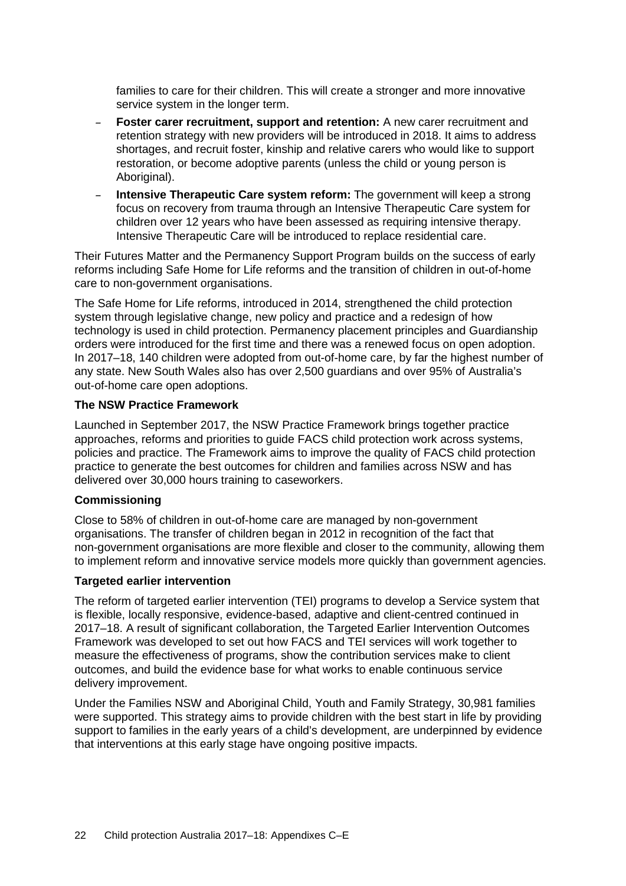families to care for their children. This will create a stronger and more innovative service system in the longer term.

- **Foster carer recruitment, support and retention:** A new carer recruitment and retention strategy with new providers will be introduced in 2018. It aims to address shortages, and recruit foster, kinship and relative carers who would like to support restoration, or become adoptive parents (unless the child or young person is Aboriginal).
- **Intensive Therapeutic Care system reform:** The government will keep a strong focus on recovery from trauma through an Intensive Therapeutic Care system for children over 12 years who have been assessed as requiring intensive therapy. Intensive Therapeutic Care will be introduced to replace residential care.

Their Futures Matter and the Permanency Support Program builds on the success of early reforms including Safe Home for Life reforms and the transition of children in out-of-home care to non-government organisations.

The Safe Home for Life reforms, introduced in 2014, strengthened the child protection system through legislative change, new policy and practice and a redesign of how technology is used in child protection. Permanency placement principles and Guardianship orders were introduced for the first time and there was a renewed focus on open adoption. In 2017–18, 140 children were adopted from out-of-home care, by far the highest number of any state. New South Wales also has over 2,500 guardians and over 95% of Australia's out-of-home care open adoptions.

**The NSW Practice Framework**

Launched in September 2017, the NSW Practice Framework brings together practice approaches, reforms and priorities to guide FACS child protection work across systems, policies and practice. The Framework aims to improve the quality of FACS child protection practice to generate the best outcomes for children and families across NSW and has delivered over 30,000 hours training to caseworkers.

**Commissioning**

Close to 58% of children in out-of-home care are managed by non-government organisations. The transfer of children began in 2012 in recognition of the fact that non-government organisations are more flexible and closer to the community, allowing them to implement reform and innovative service models more quickly than government agencies.

**Targeted earlier intervention**

The reform of targeted earlier intervention (TEI) programs to develop a Service system that is flexible, locally responsive, evidence-based, adaptive and client-centred continued in 2017–18. A result of significant collaboration, the Targeted Earlier Intervention Outcomes Framework was developed to set out how FACS and TEI services will work together to measure the effectiveness of programs, show the contribution services make to client outcomes, and build the evidence base for what works to enable continuous service delivery improvement.

Under the Families NSW and Aboriginal Child, Youth and Family Strategy, 30,981 families were supported. This strategy aims to provide children with the best start in life by providing support to families in the early years of a child's development, are underpinned by evidence that interventions at this early stage have ongoing positive impacts.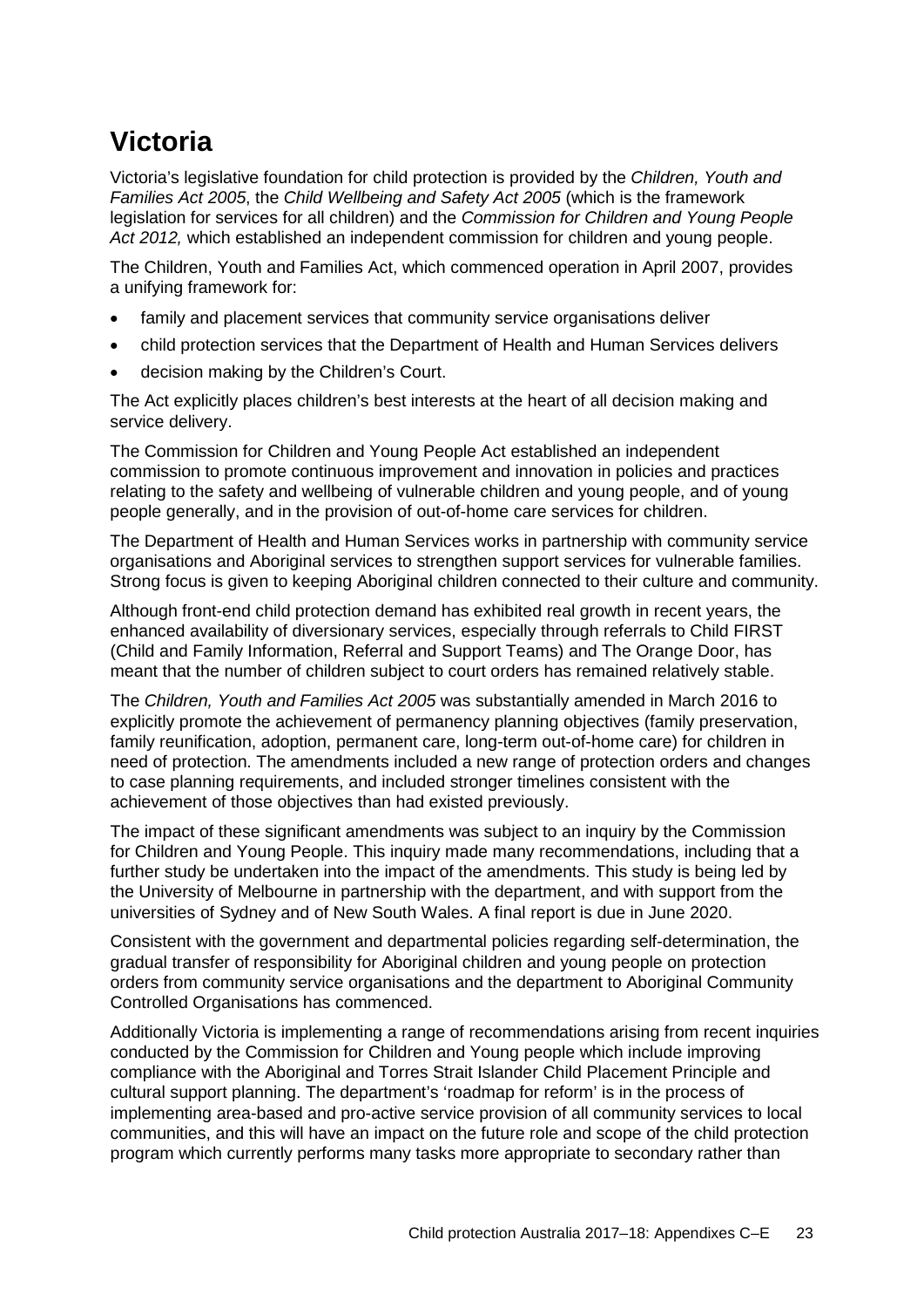# Victoria

Victoria's legislative foundation for child protection is provided by the *Children, Youth and Families Act 2005*, the *Child Wellbeing and Safety Act 2005* (which is the framework legislation for services for all children) and the *Commission for Children and Young People Act 2012,* which established an independent commission for children and young people.

The Children, Youth and Families Act, which commenced operation in April 2007, provides a unifying framework for:

- family and placement services that community service organisations deliver
- child protection services that the Department of Health and Human Services delivers
- decision making by the Children's Court.

The Act explicitly places children's best interests at the heart of all decision making and service delivery.

The Commission for Children and Young People Act established an independent commission to promote continuous improvement and innovation in policies and practices relating to the safety and wellbeing of vulnerable children and young people, and of young people generally, and in the provision of out-of-home care services for children.

The Department of Health and Human Services works in partnership with community service organisations and Aboriginal services to strengthen support services for vulnerable families. Strong focus is given to keeping Aboriginal children connected to their culture and community.

Although front-end child protection demand has exhibited real growth in recent years, the enhanced availability of diversionary services, especially through referrals to Child FIRST (Child and Family Information, Referral and Support Teams) and The Orange Door, has meant that the number of children subject to court orders has remained relatively stable.

The *Children, Youth and Families Act 2005* was substantially amended in March 2016 to explicitly promote the achievement of permanency planning objectives (family preservation, family reunification, adoption, permanent care, long-term out-of-home care) for children in need of protection. The amendments included a new range of protection orders and changes to case planning requirements, and included stronger timelines consistent with the achievement of those objectives than had existed previously.

The impact of these significant amendments was subject to an inquiry by the Commission for Children and Young People. This inquiry made many recommendations, including that a further study be undertaken into the impact of the amendments. This study is being led by the University of Melbourne in partnership with the department, and with support from the universities of Sydney and of New South Wales. A final report is due in June 2020.

Consistent with the government and departmental policies regarding self-determination, the gradual transfer of responsibility for Aboriginal children and young people on protection orders from community service organisations and the department to Aboriginal Community Controlled Organisations has commenced.

Additionally Victoria is implementing a range of recommendations arising from recent inquiries conducted by the Commission for Children and Young people which include improving compliance with the Aboriginal and Torres Strait Islander Child Placement Principle and cultural support planning. The department's 'roadmap for reform' is in the process of implementing area-based and pro-active service provision of all community services to local communities, and this will have an impact on the future role and scope of the child protection program which currently performs many tasks more appropriate to secondary rather than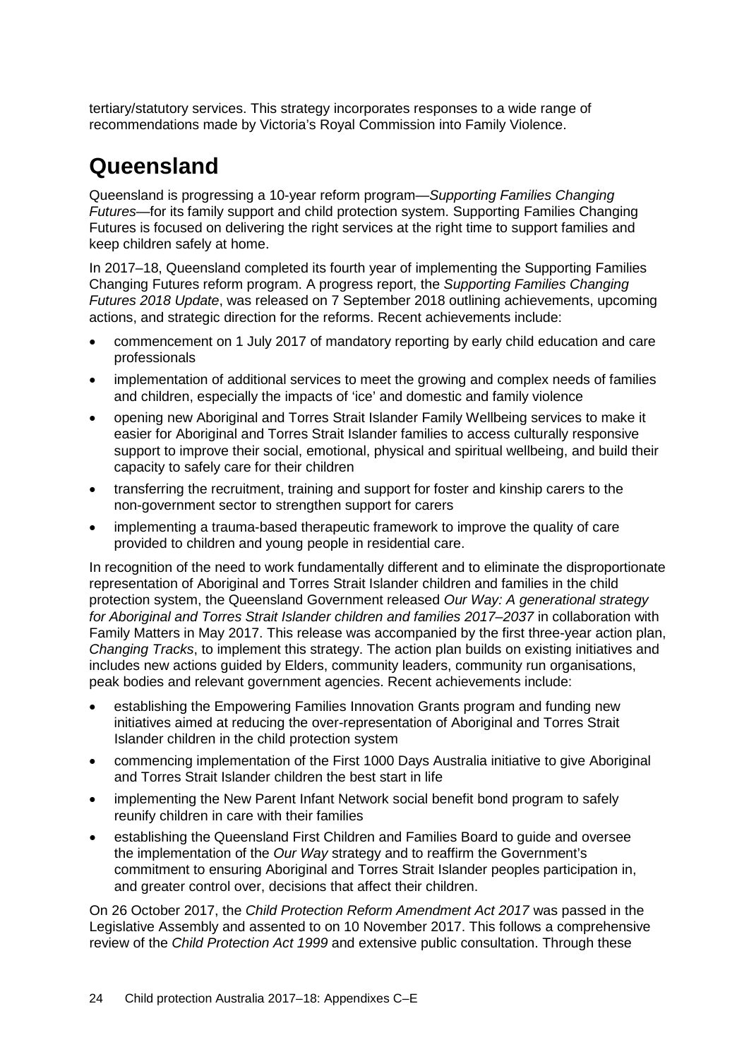tertiary/statutory services. This strategy incorporates responses to a wide range of recommendations made by Victoria's Royal Commission into Family Violence.

# Queensland

Queensland is progressing a 10-year reform program—*Supporting Families Changing Futures*—for its family support and child protection system. Supporting Families Changing Futures is focused on delivering the right services at the right time to support families and keep children safely at home.

In 2017–18, Queensland completed its fourth year of implementing the Supporting Families Changing Futures reform program. A progress report, the *Supporting Families Changing Futures 2018 Update*, was released on 7 September 2018 outlining achievements, upcoming actions, and strategic direction for the reforms. Recent achievements include:

- commencement on 1 July 2017 of mandatory reporting by early child education and care professionals
- implementation of additional services to meet the growing and complex needs of families and children, especially the impacts of 'ice' and domestic and family violence
- opening new Aboriginal and Torres Strait Islander Family Wellbeing services to make it easier for Aboriginal and Torres Strait Islander families to access culturally responsive support to improve their social, emotional, physical and spiritual wellbeing, and build their capacity to safely care for their children
- transferring the recruitment, training and support for foster and kinship carers to the non-government sector to strengthen support for carers
- implementing a trauma-based therapeutic framework to improve the quality of care provided to children and young people in residential care.

In recognition of the need to work fundamentally different and to eliminate the disproportionate representation of Aboriginal and Torres Strait Islander children and families in the child protection system, the Queensland Government released *Our Way: A generational strategy for Aboriginal and Torres Strait Islander children and families 2017–2037* in collaboration with Family Matters in May 2017. This release was accompanied by the first three-year action plan, *Changing Tracks*, to implement this strategy. The action plan builds on existing initiatives and includes new actions guided by Elders, community leaders, community run organisations, peak bodies and relevant government agencies. Recent achievements include:

- establishing the Empowering Families Innovation Grants program and funding new initiatives aimed at reducing the over-representation of Aboriginal and Torres Strait Islander children in the child protection system
- commencing implementation of the First 1000 Days Australia initiative to give Aboriginal and Torres Strait Islander children the best start in life
- implementing the New Parent Infant Network social benefit bond program to safely reunify children in care with their families
- establishing the Queensland First Children and Families Board to guide and oversee the implementation of the *Our Way* strategy and to reaffirm the Government's commitment to ensuring Aboriginal and Torres Strait Islander peoples participation in, and greater control over, decisions that affect their children.

On 26 October 2017, the *Child Protection Reform Amendment Act 2017* was passed in the Legislative Assembly and assented to on 10 November 2017. This follows a comprehensive review of the *Child Protection Act 1999* and extensive public consultation. Through these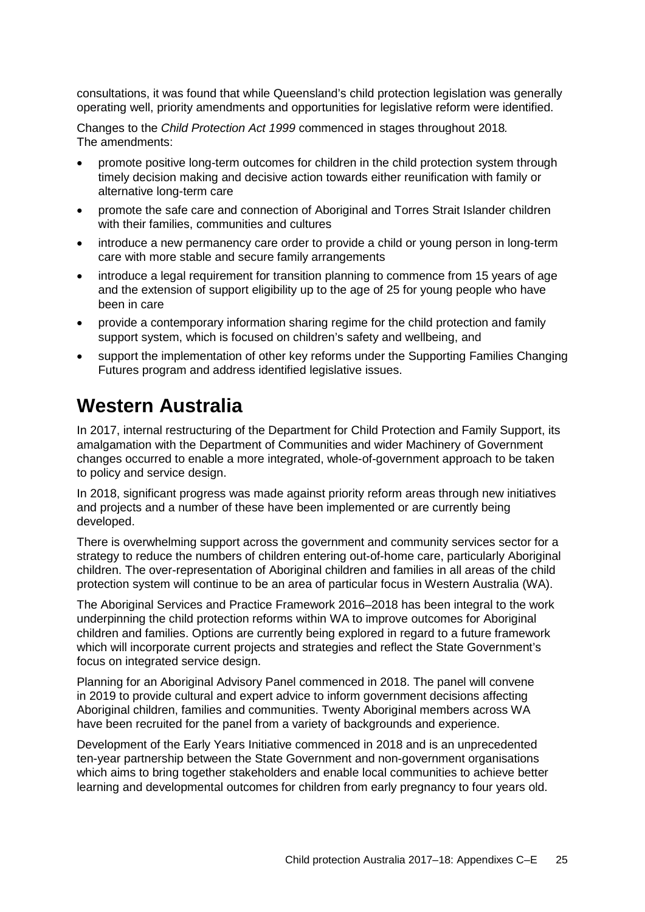consultations, it was found that while Queensland's child protection legislation was generally operating well, priority amendments and opportunities for legislative reform were identified.

Changes to the *Child Protection Act 1999* commenced in stages throughout 2018. The amendments:

- promote positive long-term outcomes for children in the child protection system through timely decision making and decisive action towards either reunification with family or alternative long-term care
- promote the safe care and connection of Aboriginal and Torres Strait Islander children with their families, communities and cultures
- introduce a new permanency care order to provide a child or young person in long-term care with more stable and secure family arrangements
- introduce a legal requirement for transition planning to commence from 15 years of age and the extension of support eligibility up to the age of 25 for young people who have been in care
- provide a contemporary information sharing regime for the child protection and family support system, which is focused on children's safety and wellbeing, and
- support the implementation of other key reforms under the Supporting Families Changing Futures program and address identified legislative issues.

# Western Australia

In 2017, internal restructuring of the Department for Child Protection and Family Support, its amalgamation with the Department of Communities and wider Machinery of Government changes occurred to enable a more integrated, whole-of-government approach to be taken to policy and service design.

In 2018, significant progress was made against priority reform areas through new initiatives and projects and a number of these have been implemented or are currently being developed.

There is overwhelming support across the government and community services sector for a strategy to reduce the numbers of children entering out-of-home care, particularly Aboriginal children. The over-representation of Aboriginal children and families in all areas of the child protection system will continue to be an area of particular focus in Western Australia (WA).

The Aboriginal Services and Practice Framework 2016–2018 has been integral to the work underpinning the child protection reforms within WA to improve outcomes for Aboriginal children and families. Options are currently being explored in regard to a future framework which will incorporate current projects and strategies and reflect the State Government's focus on integrated service design.

Planning for an Aboriginal Advisory Panel commenced in 2018. The panel will convene in 2019 to provide cultural and expert advice to inform government decisions affecting Aboriginal children, families and communities. Twenty Aboriginal members across WA have been recruited for the panel from a variety of backgrounds and experience.

Development of the Early Years Initiative commenced in 2018 and is an unprecedented ten-year partnership between the State Government and non-government organisations which aims to bring together stakeholders and enable local communities to achieve better learning and developmental outcomes for children from early pregnancy to four years old.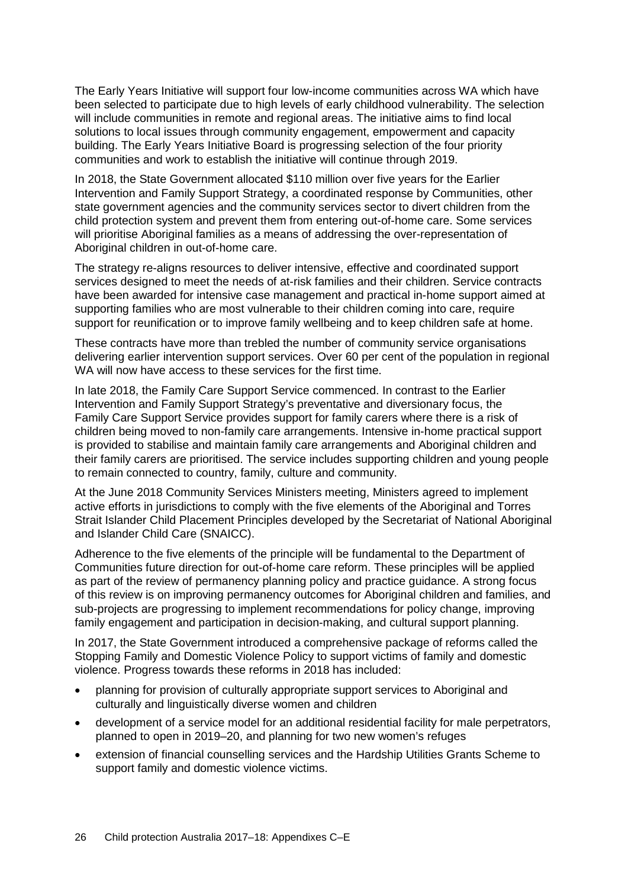The Early Years Initiative will support four low-income communities across WA which have been selected to participate due to high levels of early childhood vulnerability. The selection will include communities in remote and regional areas. The initiative aims to find local solutions to local issues through community engagement, empowerment and capacity building. The Early Years Initiative Board is progressing selection of the four priority communities and work to establish the initiative will continue through 2019.

In 2018, the State Government allocated $110 million over five years for the Earlier Intervention and Family Support Strategy, a coordinated response by Communities, other state government agencies and the community services sector to divert children from the child protection system and prevent them from entering out-of-home care. Some services will prioritise Aboriginal families as a means of addressing the over-representation of Aboriginal children in out-of-home care.

The strategy re-aligns resources to deliver intensive, effective and coordinated support services designed to meet the needs of at-risk families and their children. Service contracts have been awarded for intensive case management and practical in-home support aimed at supporting families who are most vulnerable to their children coming into care, require support for reunification or to improve family wellbeing and to keep children safe at home.

These contracts have more than trebled the number of community service organisations delivering earlier intervention support services. Over 60 per cent of the population in regional WA will now have access to these services for the first time.

In late 2018, the Family Care Support Service commenced. In contrast to the Earlier Intervention and Family Support Strategy's preventative and diversionary focus, the Family Care Support Service provides support for family carers where there is a risk of children being moved to non-family care arrangements. Intensive in-home practical support is provided to stabilise and maintain family care arrangements and Aboriginal children and their family carers are prioritised. The service includes supporting children and young people to remain connected to country, family, culture and community.

At the June 2018 Community Services Ministers meeting, Ministers agreed to implement active efforts in jurisdictions to comply with the five elements of the Aboriginal and Torres Strait Islander Child Placement Principles developed by the Secretariat of National Aboriginal and Islander Child Care (SNAICC).

Adherence to the five elements of the principle will be fundamental to the Department of Communities future direction for out-of-home care reform. These principles will be applied as part of the review of permanency planning policy and practice guidance. A strong focus of this review is on improving permanency outcomes for Aboriginal children and families, and sub-projects are progressing to implement recommendations for policy change, improving family engagement and participation in decision-making, and cultural support planning.

In 2017, the State Government introduced a comprehensive package of reforms called the Stopping Family and Domestic Violence Policy to support victims of family and domestic violence. Progress towards these reforms in 2018 has included:

- planning for provision of culturally appropriate support services to Aboriginal and culturally and linguistically diverse women and children
- development of a service model for an additional residential facility for male perpetrators, planned to open in 2019–20, and planning for two new women's refuges
- extension of financial counselling services and the Hardship Utilities Grants Scheme to support family and domestic violence victims.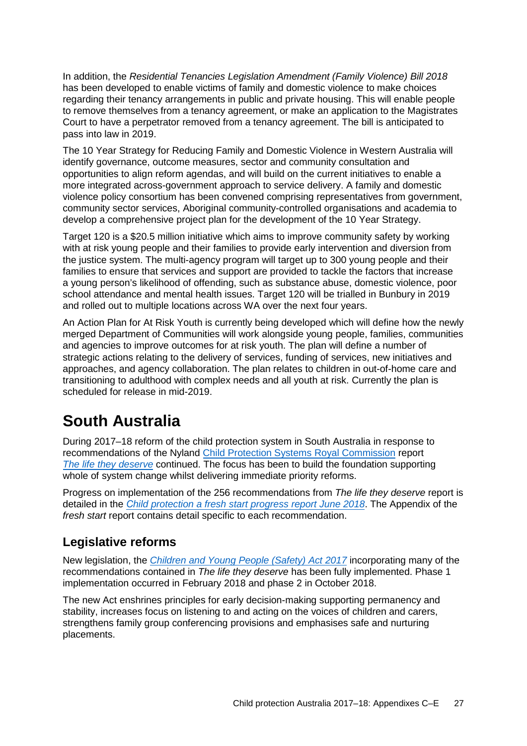In addition, the *Residential Tenancies Legislation Amendment (Family Violence) Bill 2018* has been developed to enable victims of family and domestic violence to make choices regarding their tenancy arrangements in public and private housing. This will enable people to remove themselves from a tenancy agreement, or make an application to the Magistrates Court to have a perpetrator removed from a tenancy agreement. The bill is anticipated to pass into law in 2019.

The 10 Year Strategy for Reducing Family and Domestic Violence in Western Australia will identify governance, outcome measures, sector and community consultation and opportunities to align reform agendas, and will build on the current initiatives to enable a more integrated across-government approach to service delivery. A family and domestic violence policy consortium has been convened comprising representatives from government, community sector services, Aboriginal community-controlled organisations and academia to develop a comprehensive project plan for the development of the 10 Year Strategy.

Target 120 is a $20.5 million initiative which aims to improve community safety by working with at risk young people and their families to provide early intervention and diversion from the justice system. The multi-agency program will target up to 300 young people and their families to ensure that services and support are provided to tackle the factors that increase a young person's likelihood of offending, such as substance abuse, domestic violence, poor school attendance and mental health issues. Target 120 will be trialled in Bunbury in 2019 and rolled out to multiple locations across WA over the next four years.

An Action Plan for At Risk Youth is currently being developed which will define how the newly merged Department of Communities will work alongside young people, families, communities and agencies to improve outcomes for at risk youth. The plan will define a number of strategic actions relating to the delivery of services, funding of services, new initiatives and approaches, and agency collaboration. The plan relates to children in out-of-home care and transitioning to adulthood with complex needs and all youth at risk. Currently the plan is scheduled for release in mid-2019.

# South Australia

During 2017–18 reform of the child protection system in South Australia in response to recommendations of the Nyland Child Protection Systems Royal Commission report *The life they deserve* continued. The focus has been to build the foundation supporting whole of system change whilst delivering immediate priority reforms.

Progress on implementation of the 256 recommendations from *The life they deserve* report is detailed in the *Child protection a fresh start progress report June 2018*. The Appendix of the *fresh start* report contains detail specific to each recommendation.

## Legislative reforms

New legislation, the *Children and Young People (Safety) Act 2017* incorporating many of the recommendations contained in *The life they deserve* has been fully implemented. Phase 1 implementation occurred in February 2018 and phase 2 in October 2018.

The new Act enshrines principles for early decision-making supporting permanency and stability, increases focus on listening to and acting on the voices of children and carers, strengthens family group conferencing provisions and emphasises safe and nurturing placements.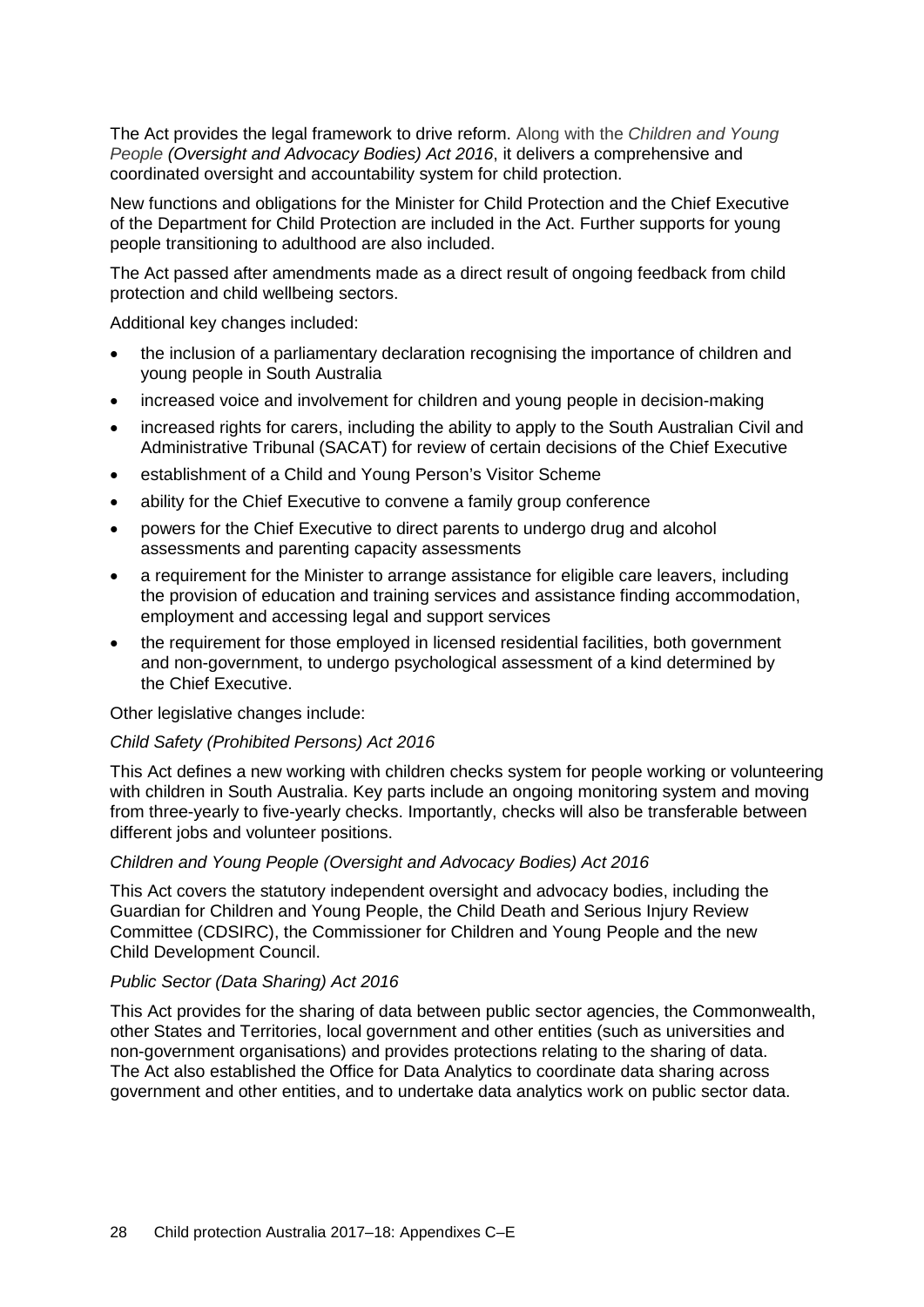The Act provides the legal framework to drive reform. Along with the *Children and Young People (Oversight and Advocacy Bodies) Act 2016*, it delivers a comprehensive and coordinated oversight and accountability system for child protection.

New functions and obligations for the Minister for Child Protection and the Chief Executive of the Department for Child Protection are included in the Act. Further supports for young people transitioning to adulthood are also included.

The Act passed after amendments made as a direct result of ongoing feedback from child protection and child wellbeing sectors.

Additional key changes included:

- the inclusion of a parliamentary declaration recognising the importance of children and young people in South Australia
- increased voice and involvement for children and young people in decision-making
- increased rights for carers, including the ability to apply to the South Australian Civil and Administrative Tribunal (SACAT) for review of certain decisions of the Chief Executive
- establishment of a Child and Young Person's Visitor Scheme
- ability for the Chief Executive to convene a family group conference
- powers for the Chief Executive to direct parents to undergo drug and alcohol assessments and parenting capacity assessments
- a requirement for the Minister to arrange assistance for eligible care leavers, including the provision of education and training services and assistance finding accommodation, employment and accessing legal and support services
- the requirement for those employed in licensed residential facilities, both government and non-government, to undergo psychological assessment of a kind determined by the Chief Executive.

Other legislative changes include:

*Child Safety (Prohibited Persons) Act 2016*

This Act defines a new working with children checks system for people working or volunteering with children in South Australia. Key parts include an ongoing monitoring system and moving from three-yearly to five-yearly checks. Importantly, checks will also be transferable between different jobs and volunteer positions.

*Children and Young People (Oversight and Advocacy Bodies) Act 2016*

This Act covers the statutory independent oversight and advocacy bodies, including the Guardian for Children and Young People, the Child Death and Serious Injury Review Committee (CDSIRC), the Commissioner for Children and Young People and the new Child Development Council.

*Public Sector (Data Sharing) Act 2016*

This Act provides for the sharing of data between public sector agencies, the Commonwealth, other States and Territories, local government and other entities (such as universities and non-government organisations) and provides protections relating to the sharing of data. The Act also established the Office for Data Analytics to coordinate data sharing across government and other entities, and to undertake data analytics work on public sector data.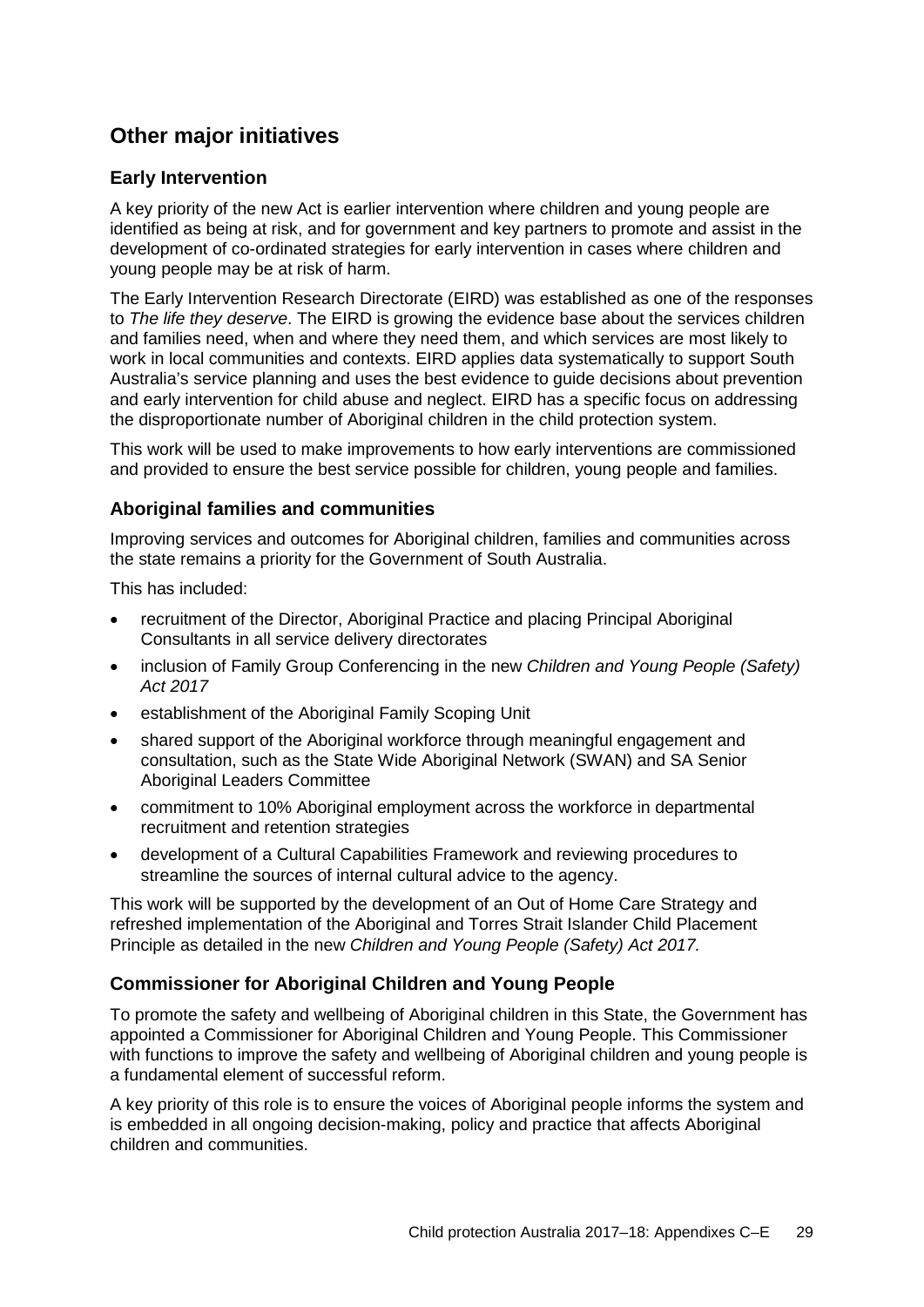## Other major initiatives

### Early Intervention

A key priority of the new Act is earlier intervention where children and young people are identified as being at risk, and for government and key partners to promote and assist in the development of co-ordinated strategies for early intervention in cases where children and young people may be at risk of harm.

The Early Intervention Research Directorate (EIRD) was established as one of the responses to *The life they deserve*. The EIRD is growing the evidence base about the services children and families need, when and where they need them, and which services are most likely to work in local communities and contexts. EIRD applies data systematically to support South Australia's service planning and uses the best evidence to guide decisions about prevention and early intervention for child abuse and neglect. EIRD has a specific focus on addressing the disproportionate number of Aboriginal children in the child protection system.

This work will be used to make improvements to how early interventions are commissioned and provided to ensure the best service possible for children, young people and families.

### Aboriginal families and communities

Improving services and outcomes for Aboriginal children, families and communities across the state remains a priority for the Government of South Australia.

This has included:

- recruitment of the Director, Aboriginal Practice and placing Principal Aboriginal Consultants in all service delivery directorates
- inclusion of Family Group Conferencing in the new *Children and Young People (Safety) Act 2017*
- establishment of the Aboriginal Family Scoping Unit
- shared support of the Aboriginal workforce through meaningful engagement and consultation, such as the State Wide Aboriginal Network (SWAN) and SA Senior Aboriginal Leaders Committee
- commitment to 10% Aboriginal employment across the workforce in departmental recruitment and retention strategies
- development of a Cultural Capabilities Framework and reviewing procedures to streamline the sources of internal cultural advice to the agency.

This work will be supported by the development of an Out of Home Care Strategy and refreshed implementation of the Aboriginal and Torres Strait Islander Child Placement Principle as detailed in the new *Children and Young People (Safety) Act 2017.*

### Commissioner for Aboriginal Children and Young People

To promote the safety and wellbeing of Aboriginal children in this State, the Government has appointed a Commissioner for Aboriginal Children and Young People. This Commissioner with functions to improve the safety and wellbeing of Aboriginal children and young people is a fundamental element of successful reform.

A key priority of this role is to ensure the voices of Aboriginal people informs the system and is embedded in all ongoing decision-making, policy and practice that affects Aboriginal children and communities.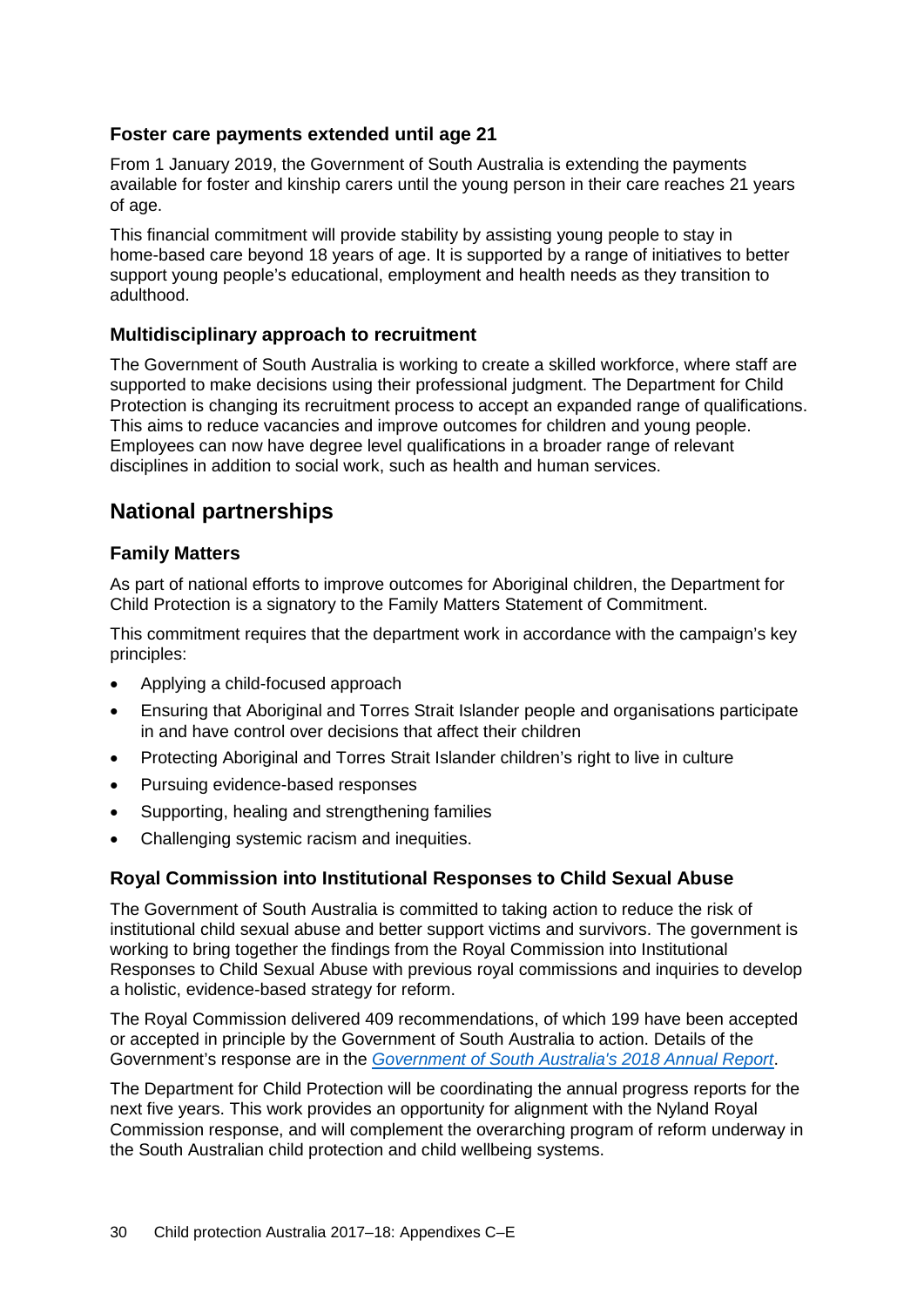### Foster care payments extended until age 21

From 1 January 2019, the Government of South Australia is extending the payments available for foster and kinship carers until the young person in their care reaches 21 years of age.

This financial commitment will provide stability by assisting young people to stay in home-based care beyond 18 years of age. It is supported by a range of initiatives to better support young people's educational, employment and health needs as they transition to adulthood.

### Multidisciplinary approach to recruitment

The Government of South Australia is working to create a skilled workforce, where staff are supported to make decisions using their professional judgment. The Department for Child Protection is changing its recruitment process to accept an expanded range of qualifications. This aims to reduce vacancies and improve outcomes for children and young people. Employees can now have degree level qualifications in a broader range of relevant disciplines in addition to social work, such as health and human services.

## National partnerships

### Family Matters

As part of national efforts to improve outcomes for Aboriginal children, the Department for Child Protection is a signatory to the Family Matters Statement of Commitment.

This commitment requires that the department work in accordance with the campaign's key principles:

- Applying a child-focused approach
- Ensuring that Aboriginal and Torres Strait Islander people and organisations participate in and have control over decisions that affect their children
- Protecting Aboriginal and Torres Strait Islander children's right to live in culture
- Pursuing evidence-based responses
- Supporting, healing and strengthening families
- Challenging systemic racism and inequities.

### Royal Commission into Institutional Responses to Child Sexual Abuse

The Government of South Australia is committed to taking action to reduce the risk of institutional child sexual abuse and better support victims and survivors. The government is working to bring together the findings from the Royal Commission into Institutional Responses to Child Sexual Abuse with previous royal commissions and inquiries to develop a holistic, evidence-based strategy for reform.

The Royal Commission delivered 409 recommendations, of which 199 have been accepted or accepted in principle by the Government of South Australia to action. Details of the Government's response are in the *Government of South Australia's 2018 Annual Report*.

The Department for Child Protection will be coordinating the annual progress reports for the next five years. This work provides an opportunity for alignment with the Nyland Royal Commission response, and will complement the overarching program of reform underway in the South Australian child protection and child wellbeing systems.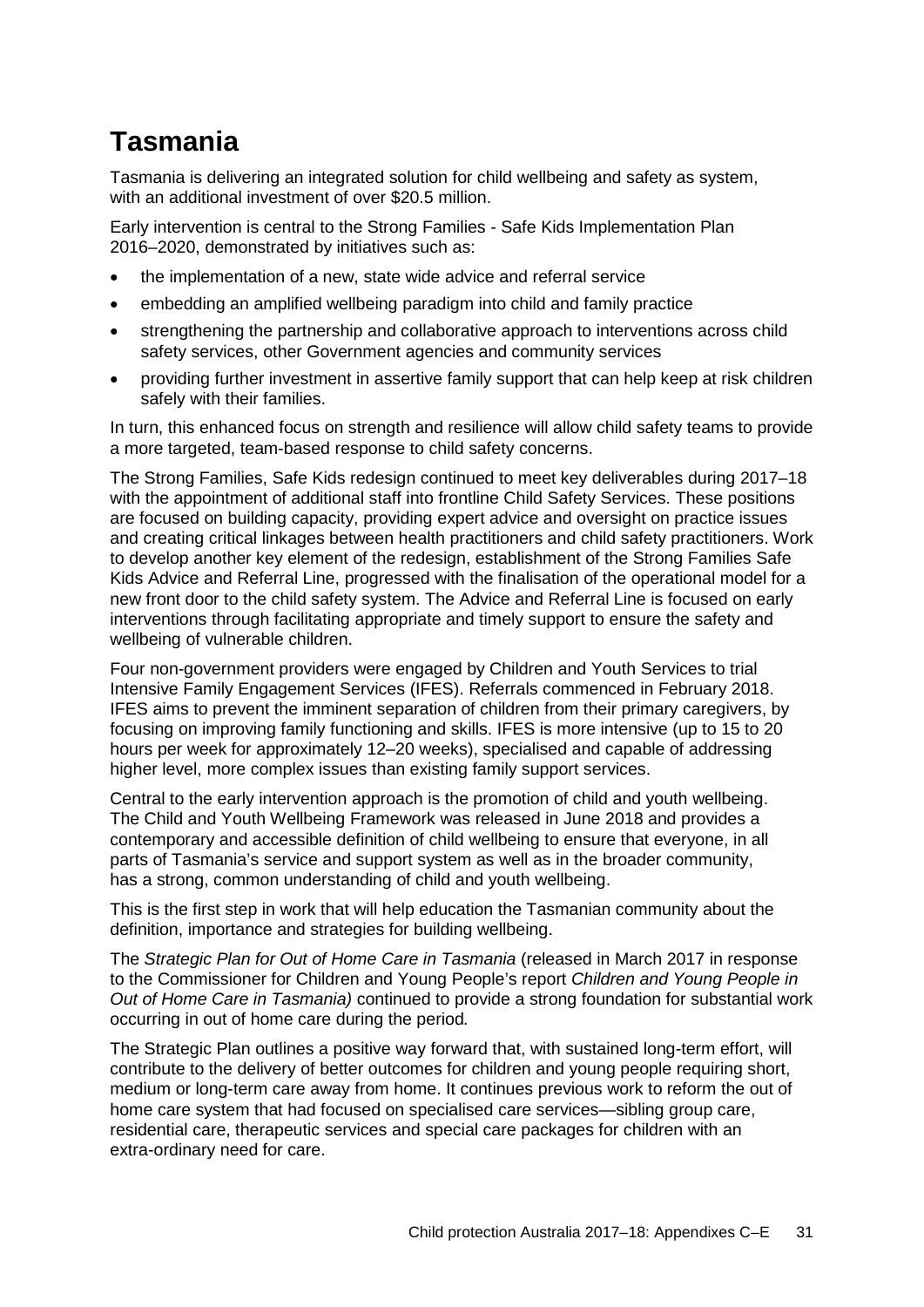# Tasmania

Tasmania is delivering an integrated solution for child wellbeing and safety as system, with an additional investment of over $20.5 million.

Early intervention is central to the Strong Families - Safe Kids Implementation Plan 2016–2020, demonstrated by initiatives such as:

- the implementation of a new, state wide advice and referral service
- embedding an amplified wellbeing paradigm into child and family practice
- strengthening the partnership and collaborative approach to interventions across child safety services, other Government agencies and community services
- providing further investment in assertive family support that can help keep at risk children safely with their families.

In turn, this enhanced focus on strength and resilience will allow child safety teams to provide a more targeted, team-based response to child safety concerns.

The Strong Families, Safe Kids redesign continued to meet key deliverables during 2017–18 with the appointment of additional staff into frontline Child Safety Services. These positions are focused on building capacity, providing expert advice and oversight on practice issues and creating critical linkages between health practitioners and child safety practitioners. Work to develop another key element of the redesign, establishment of the Strong Families Safe Kids Advice and Referral Line, progressed with the finalisation of the operational model for a new front door to the child safety system. The Advice and Referral Line is focused on early interventions through facilitating appropriate and timely support to ensure the safety and wellbeing of vulnerable children.

Four non-government providers were engaged by Children and Youth Services to trial Intensive Family Engagement Services (IFES). Referrals commenced in February 2018. IFES aims to prevent the imminent separation of children from their primary caregivers, by focusing on improving family functioning and skills. IFES is more intensive (up to 15 to 20 hours per week for approximately 12–20 weeks), specialised and capable of addressing higher level, more complex issues than existing family support services.

Central to the early intervention approach is the promotion of child and youth wellbeing. The Child and Youth Wellbeing Framework was released in June 2018 and provides a contemporary and accessible definition of child wellbeing to ensure that everyone, in all parts of Tasmania's service and support system as well as in the broader community, has a strong, common understanding of child and youth wellbeing.

This is the first step in work that will help education the Tasmanian community about the definition, importance and strategies for building wellbeing.

The *Strategic Plan for Out of Home Care in Tasmania* (released in March 2017 in response to the Commissioner for Children and Young People's report *Children and Young People in Out of Home Care in Tasmania)* continued to provide a strong foundation for substantial work occurring in out of home care during the period.

The Strategic Plan outlines a positive way forward that, with sustained long-term effort, will contribute to the delivery of better outcomes for children and young people requiring short, medium or long-term care away from home. It continues previous work to reform the out of home care system that had focused on specialised care services—sibling group care, residential care, therapeutic services and special care packages for children with an extra-ordinary need for care.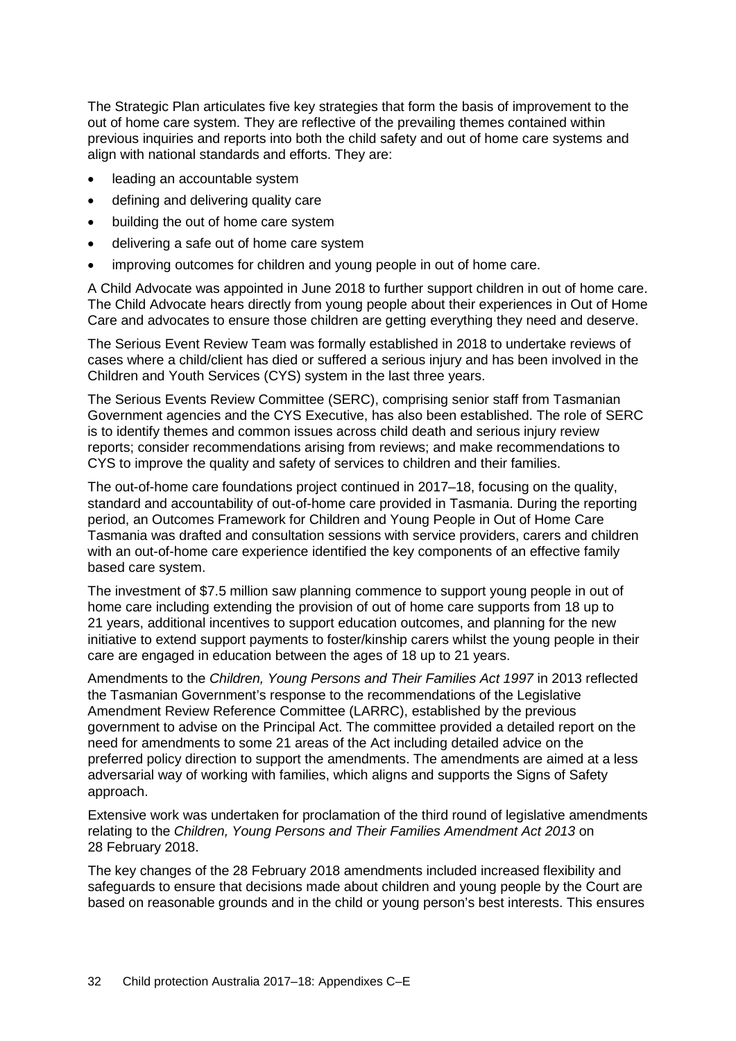The Strategic Plan articulates five key strategies that form the basis of improvement to the out of home care system. They are reflective of the prevailing themes contained within previous inquiries and reports into both the child safety and out of home care systems and align with national standards and efforts. They are:

- leading an accountable system
- defining and delivering quality care
- building the out of home care system
- delivering a safe out of home care system
- improving outcomes for children and young people in out of home care.

A Child Advocate was appointed in June 2018 to further support children in out of home care. The Child Advocate hears directly from young people about their experiences in Out of Home Care and advocates to ensure those children are getting everything they need and deserve.

The Serious Event Review Team was formally established in 2018 to undertake reviews of cases where a child/client has died or suffered a serious injury and has been involved in the Children and Youth Services (CYS) system in the last three years.

The Serious Events Review Committee (SERC), comprising senior staff from Tasmanian Government agencies and the CYS Executive, has also been established. The role of SERC is to identify themes and common issues across child death and serious injury review reports; consider recommendations arising from reviews; and make recommendations to CYS to improve the quality and safety of services to children and their families.

The out-of-home care foundations project continued in 2017–18, focusing on the quality, standard and accountability of out-of-home care provided in Tasmania. During the reporting period, an Outcomes Framework for Children and Young People in Out of Home Care Tasmania was drafted and consultation sessions with service providers, carers and children with an out-of-home care experience identified the key components of an effective family based care system.

The investment of $7.5 million saw planning commence to support young people in out of home care including extending the provision of out of home care supports from 18 up to 21 years, additional incentives to support education outcomes, and planning for the new initiative to extend support payments to foster/kinship carers whilst the young people in their care are engaged in education between the ages of 18 up to 21 years.

Amendments to the *Children, Young Persons and Their Families Act 1997* in 2013 reflected the Tasmanian Government's response to the recommendations of the Legislative Amendment Review Reference Committee (LARRC), established by the previous government to advise on the Principal Act. The committee provided a detailed report on the need for amendments to some 21 areas of the Act including detailed advice on the preferred policy direction to support the amendments. The amendments are aimed at a less adversarial way of working with families, which aligns and supports the Signs of Safety approach.

Extensive work was undertaken for proclamation of the third round of legislative amendments relating to the *Children, Young Persons and Their Families Amendment Act 2013* on 28 February 2018.

The key changes of the 28 February 2018 amendments included increased flexibility and safeguards to ensure that decisions made about children and young people by the Court are based on reasonable grounds and in the child or young person's best interests. This ensures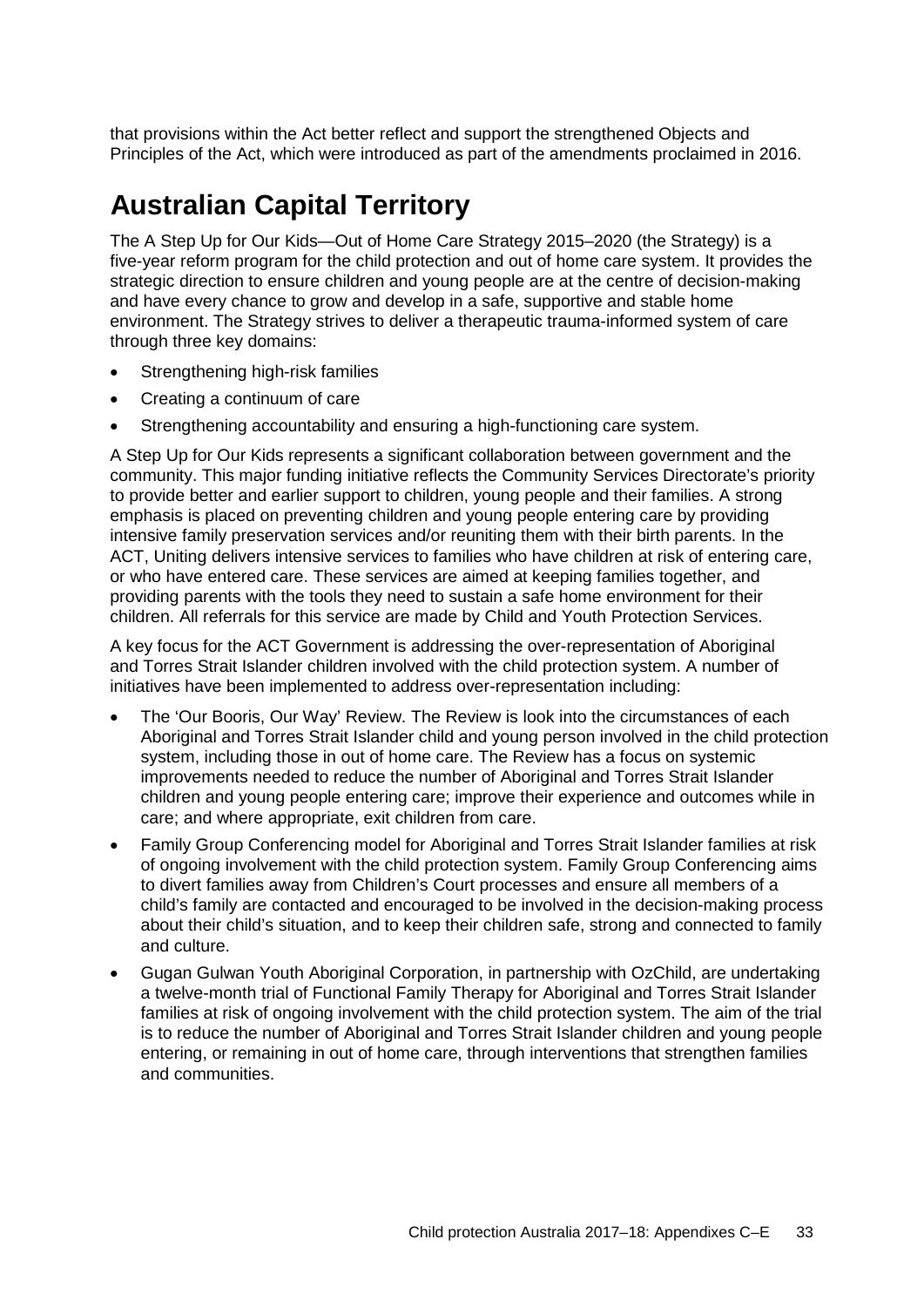that provisions within the Act better reflect and support the strengthened Objects and Principles of the Act, which were introduced as part of the amendments proclaimed in 2016.

# Australian Capital Territory

The A Step Up for Our Kids—Out of Home Care Strategy 2015–2020 (the Strategy) is a five-year reform program for the child protection and out of home care system. It provides the strategic direction to ensure children and young people are at the centre of decision-making and have every chance to grow and develop in a safe, supportive and stable home environment. The Strategy strives to deliver a therapeutic trauma-informed system of care through three key domains:

- Strengthening high-risk families
- Creating a continuum of care
- Strengthening accountability and ensuring a high-functioning care system.

A Step Up for Our Kids represents a significant collaboration between government and the community. This major funding initiative reflects the Community Services Directorate's priority to provide better and earlier support to children, young people and their families. A strong emphasis is placed on preventing children and young people entering care by providing intensive family preservation services and/or reuniting them with their birth parents. In the ACT, Uniting delivers intensive services to families who have children at risk of entering care, or who have entered care. These services are aimed at keeping families together, and providing parents with the tools they need to sustain a safe home environment for their children. All referrals for this service are made by Child and Youth Protection Services.

A key focus for the ACT Government is addressing the over-representation of Aboriginal and Torres Strait Islander children involved with the child protection system. A number of initiatives have been implemented to address over-representation including:

- The 'Our Booris, Our Way' Review. The Review is look into the circumstances of each Aboriginal and Torres Strait Islander child and young person involved in the child protection system, including those in out of home care. The Review has a focus on systemic improvements needed to reduce the number of Aboriginal and Torres Strait Islander children and young people entering care; improve their experience and outcomes while in care; and where appropriate, exit children from care.
- Family Group Conferencing model for Aboriginal and Torres Strait Islander families at risk of ongoing involvement with the child protection system. Family Group Conferencing aims to divert families away from Children's Court processes and ensure all members of a child's family are contacted and encouraged to be involved in the decision-making process about their child's situation, and to keep their children safe, strong and connected to family and culture.
- Gugan Gulwan Youth Aboriginal Corporation, in partnership with OzChild, are undertaking a twelve-month trial of Functional Family Therapy for Aboriginal and Torres Strait Islander families at risk of ongoing involvement with the child protection system. The aim of the trial is to reduce the number of Aboriginal and Torres Strait Islander children and young people entering, or remaining in out of home care, through interventions that strengthen families and communities.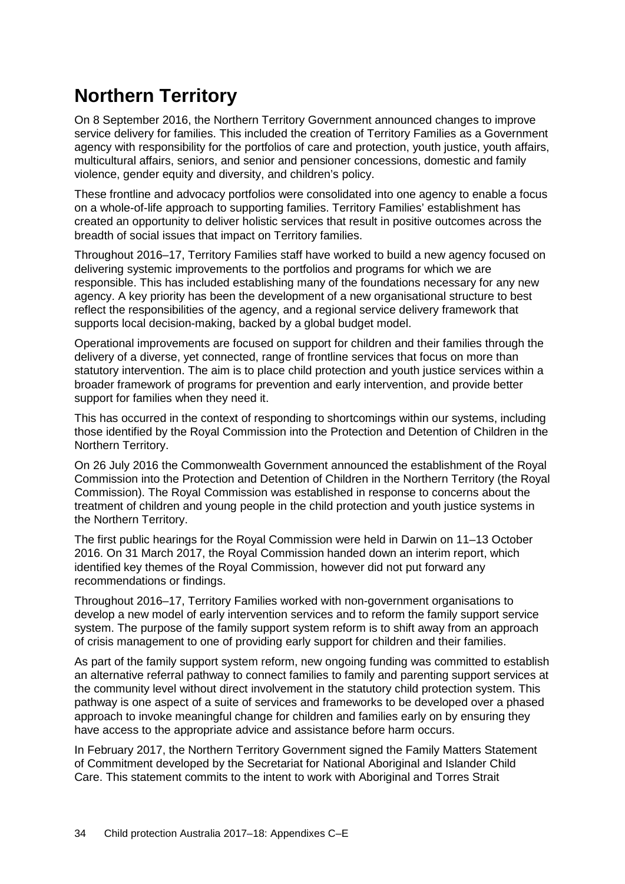# Northern Territory

On 8 September 2016, the Northern Territory Government announced changes to improve service delivery for families. This included the creation of Territory Families as a Government agency with responsibility for the portfolios of care and protection, youth justice, youth affairs, multicultural affairs, seniors, and senior and pensioner concessions, domestic and family violence, gender equity and diversity, and children's policy.

These frontline and advocacy portfolios were consolidated into one agency to enable a focus on a whole-of-life approach to supporting families. Territory Families' establishment has created an opportunity to deliver holistic services that result in positive outcomes across the breadth of social issues that impact on Territory families.

Throughout 2016–17, Territory Families staff have worked to build a new agency focused on delivering systemic improvements to the portfolios and programs for which we are responsible. This has included establishing many of the foundations necessary for any new agency. A key priority has been the development of a new organisational structure to best reflect the responsibilities of the agency, and a regional service delivery framework that supports local decision-making, backed by a global budget model.

Operational improvements are focused on support for children and their families through the delivery of a diverse, yet connected, range of frontline services that focus on more than statutory intervention. The aim is to place child protection and youth justice services within a broader framework of programs for prevention and early intervention, and provide better support for families when they need it.

This has occurred in the context of responding to shortcomings within our systems, including those identified by the Royal Commission into the Protection and Detention of Children in the Northern Territory.

On 26 July 2016 the Commonwealth Government announced the establishment of the Royal Commission into the Protection and Detention of Children in the Northern Territory (the Royal Commission). The Royal Commission was established in response to concerns about the treatment of children and young people in the child protection and youth justice systems in the Northern Territory.

The first public hearings for the Royal Commission were held in Darwin on 11–13 October 2016. On 31 March 2017, the Royal Commission handed down an interim report, which identified key themes of the Royal Commission, however did not put forward any recommendations or findings.

Throughout 2016–17, Territory Families worked with non-government organisations to develop a new model of early intervention services and to reform the family support service system. The purpose of the family support system reform is to shift away from an approach of crisis management to one of providing early support for children and their families.

As part of the family support system reform, new ongoing funding was committed to establish an alternative referral pathway to connect families to family and parenting support services at the community level without direct involvement in the statutory child protection system. This pathway is one aspect of a suite of services and frameworks to be developed over a phased approach to invoke meaningful change for children and families early on by ensuring they have access to the appropriate advice and assistance before harm occurs.

In February 2017, the Northern Territory Government signed the Family Matters Statement of Commitment developed by the Secretariat for National Aboriginal and Islander Child Care. This statement commits to the intent to work with Aboriginal and Torres Strait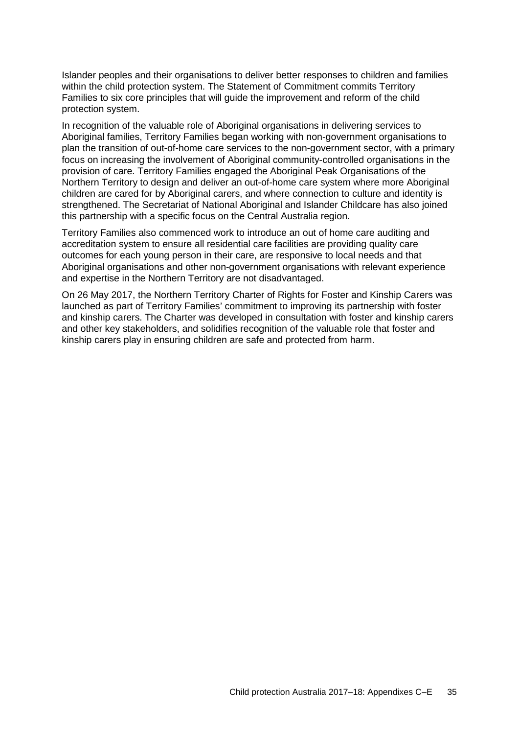Islander peoples and their organisations to deliver better responses to children and families within the child protection system. The Statement of Commitment commits Territory Families to six core principles that will guide the improvement and reform of the child protection system.

In recognition of the valuable role of Aboriginal organisations in delivering services to Aboriginal families, Territory Families began working with non-government organisations to plan the transition of out-of-home care services to the non-government sector, with a primary focus on increasing the involvement of Aboriginal community-controlled organisations in the provision of care. Territory Families engaged the Aboriginal Peak Organisations of the Northern Territory to design and deliver an out-of-home care system where more Aboriginal children are cared for by Aboriginal carers, and where connection to culture and identity is strengthened. The Secretariat of National Aboriginal and Islander Childcare has also joined this partnership with a specific focus on the Central Australia region.

Territory Families also commenced work to introduce an out of home care auditing and accreditation system to ensure all residential care facilities are providing quality care outcomes for each young person in their care, are responsive to local needs and that Aboriginal organisations and other non-government organisations with relevant experience and expertise in the Northern Territory are not disadvantaged.

On 26 May 2017, the Northern Territory Charter of Rights for Foster and Kinship Carers was launched as part of Territory Families' commitment to improving its partnership with foster and kinship carers. The Charter was developed in consultation with foster and kinship carers and other key stakeholders, and solidifies recognition of the valuable role that foster and kinship carers play in ensuring children are safe and protected from harm.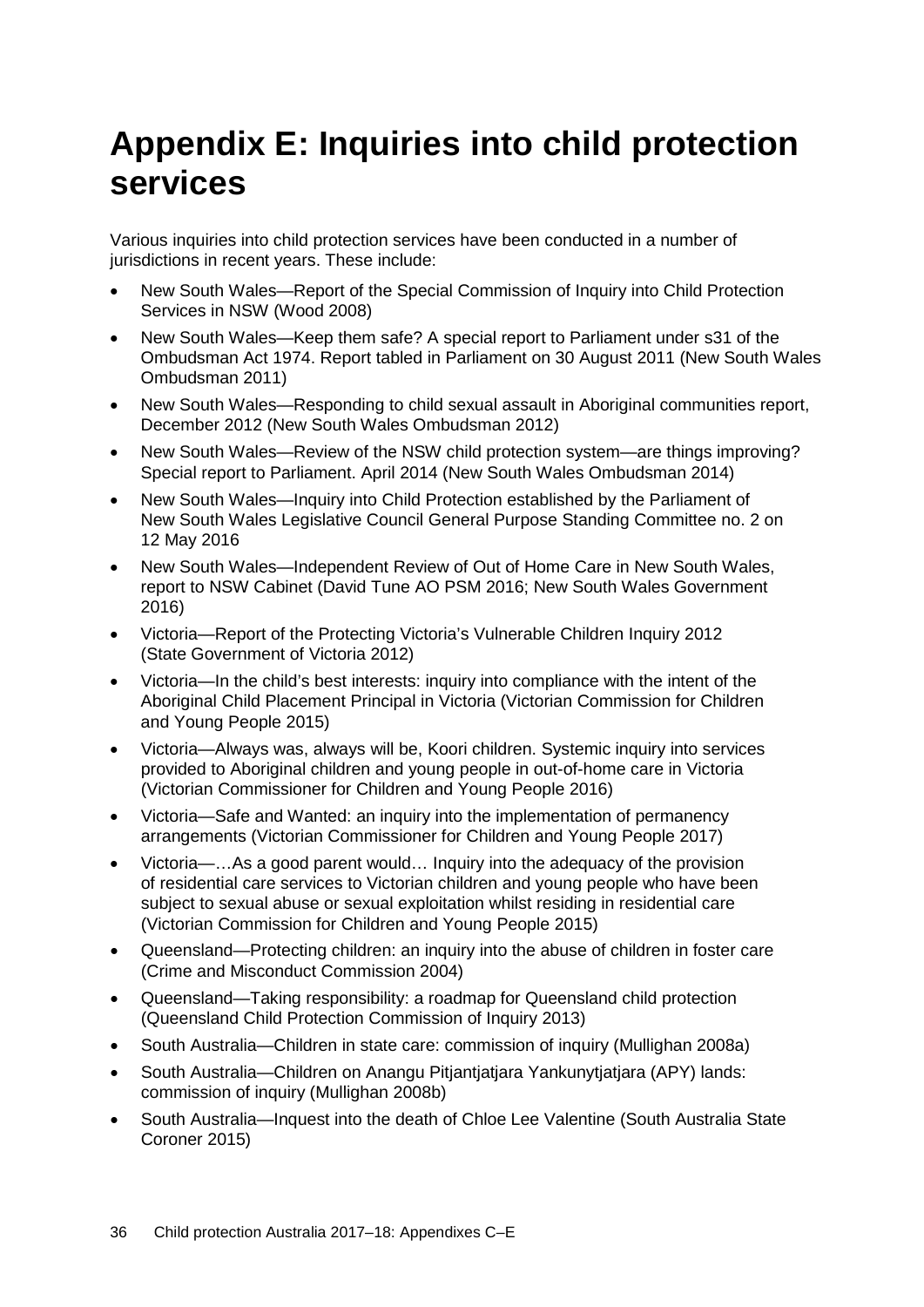# Appendix E: Inquiries into child protection services

Various inquiries into child protection services have been conducted in a number of jurisdictions in recent years. These include:

- New South Wales—Report of the Special Commission of Inquiry into Child Protection Services in NSW (Wood 2008)
- New South Wales—Keep them safe? A special report to Parliament under s31 of the Ombudsman Act 1974. Report tabled in Parliament on 30 August 2011 (New South Wales Ombudsman 2011)
- New South Wales—Responding to child sexual assault in Aboriginal communities report, December 2012 (New South Wales Ombudsman 2012)
- New South Wales—Review of the NSW child protection system—are things improving? Special report to Parliament. April 2014 (New South Wales Ombudsman 2014)
- New South Wales—Inquiry into Child Protection established by the Parliament of New South Wales Legislative Council General Purpose Standing Committee no. 2 on 12 May 2016
- New South Wales—Independent Review of Out of Home Care in New South Wales, report to NSW Cabinet (David Tune AO PSM 2016; New South Wales Government 2016)
- Victoria—Report of the Protecting Victoria's Vulnerable Children Inquiry 2012 (State Government of Victoria 2012)
- Victoria—In the child's best interests: inquiry into compliance with the intent of the Aboriginal Child Placement Principal in Victoria (Victorian Commission for Children and Young People 2015)
- Victoria—Always was, always will be, Koori children. Systemic inquiry into services provided to Aboriginal children and young people in out-of-home care in Victoria (Victorian Commissioner for Children and Young People 2016)
- Victoria—Safe and Wanted: an inquiry into the implementation of permanency arrangements (Victorian Commissioner for Children and Young People 2017)
- Victoria—…As a good parent would… Inquiry into the adequacy of the provision of residential care services to Victorian children and young people who have been subject to sexual abuse or sexual exploitation whilst residing in residential care (Victorian Commission for Children and Young People 2015)
- Queensland—Protecting children: an inquiry into the abuse of children in foster care (Crime and Misconduct Commission 2004)
- Queensland—Taking responsibility: a roadmap for Queensland child protection (Queensland Child Protection Commission of Inquiry 2013)
- South Australia—Children in state care: commission of inquiry (Mullighan 2008a)
- South Australia—Children on Anangu Pitjantjatjara Yankunytjatjara (APY) lands: commission of inquiry (Mullighan 2008b)
- South Australia—Inquest into the death of Chloe Lee Valentine (South Australia State Coroner 2015)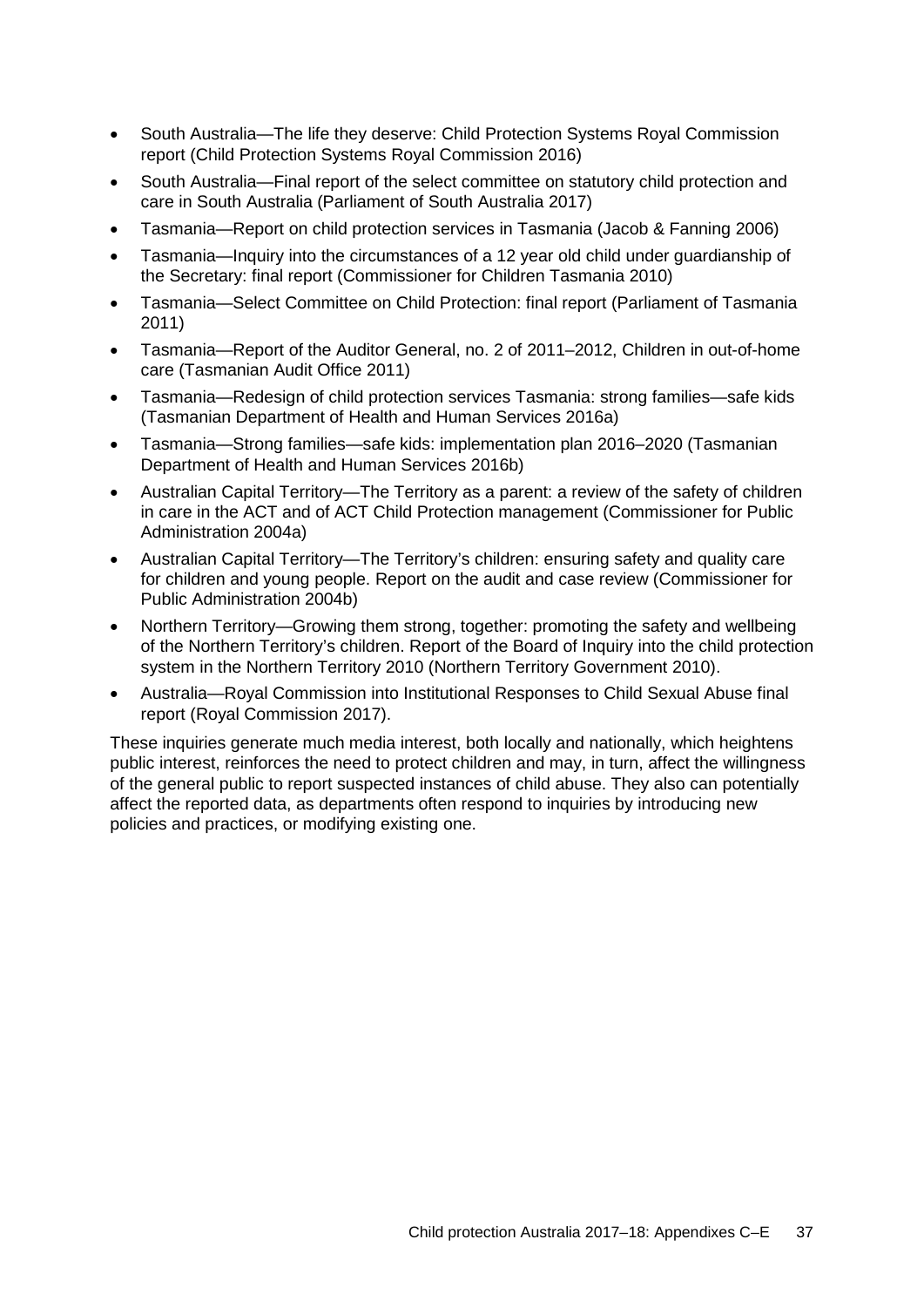- South Australia—The life they deserve: Child Protection Systems Royal Commission report (Child Protection Systems Royal Commission 2016)
- South Australia—Final report of the select committee on statutory child protection and care in South Australia (Parliament of South Australia 2017)
- Tasmania—Report on child protection services in Tasmania (Jacob & Fanning 2006)
- Tasmania—Inquiry into the circumstances of a 12 year old child under guardianship of the Secretary: final report (Commissioner for Children Tasmania 2010)
- Tasmania—Select Committee on Child Protection: final report (Parliament of Tasmania 2011)
- Tasmania—Report of the Auditor General, no. 2 of 2011–2012, Children in out-of-home care (Tasmanian Audit Office 2011)
- Tasmania—Redesign of child protection services Tasmania: strong families—safe kids (Tasmanian Department of Health and Human Services 2016a)
- Tasmania—Strong families—safe kids: implementation plan 2016–2020 (Tasmanian Department of Health and Human Services 2016b)
- Australian Capital Territory—The Territory as a parent: a review of the safety of children in care in the ACT and of ACT Child Protection management (Commissioner for Public Administration 2004a)
- Australian Capital Territory—The Territory's children: ensuring safety and quality care for children and young people. Report on the audit and case review (Commissioner for Public Administration 2004b)
- Northern Territory—Growing them strong, together: promoting the safety and wellbeing of the Northern Territory's children. Report of the Board of Inquiry into the child protection system in the Northern Territory 2010 (Northern Territory Government 2010).
- Australia—Royal Commission into Institutional Responses to Child Sexual Abuse final report (Royal Commission 2017).

These inquiries generate much media interest, both locally and nationally, which heightens public interest, reinforces the need to protect children and may, in turn, affect the willingness of the general public to report suspected instances of child abuse. They also can potentially affect the reported data, as departments often respond to inquiries by introducing new policies and practices, or modifying existing one.